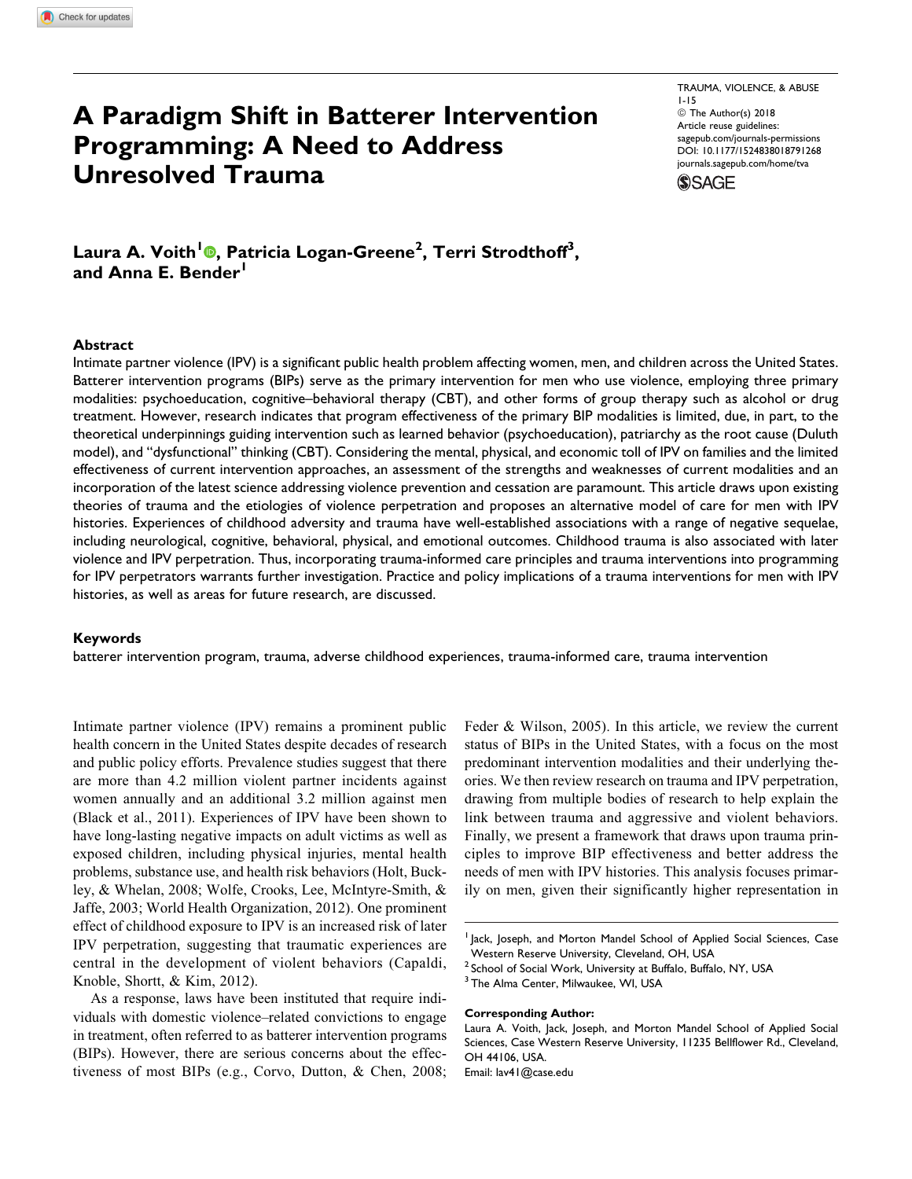# A Paradigm Shift in Batterer Intervention Programming: A Need to Address Unresolved Trauma

Laura A. Voith[1], Patricia Logan-Greene[2], Terri Strodthoff[3], and Anna E. Bender[1]

## Abstract

Intimate partner violence (IPV) is a significant public health problem affecting women, men, and children across the United States. Batterer intervention programs (BIPs) serve as the primary intervention for men who use violence, employing three primary modalities: psychoeducation, cognitive–behavioral therapy (CBT), and other forms of group therapy such as alcohol or drug treatment. However, research indicates that program effectiveness of the primary BIP modalities is limited, due, in part, to the theoretical underpinnings guiding intervention such as learned behavior (psychoeducation), patriarchy as the root cause (Duluth model), and "dysfunctional" thinking (CBT). Considering the mental, physical, and economic toll of IPV on families and the limited effectiveness of current intervention approaches, an assessment of the strengths and weaknesses of current modalities and an incorporation of the latest science addressing violence prevention and cessation are paramount. This article draws upon existing theories of trauma and the etiologies of violence perpetration and proposes an alternative model of care for men with IPV histories. Experiences of childhood adversity and trauma have well-established associations with a range of negative sequelae, including neurological, cognitive, behavioral, physical, and emotional outcomes. Childhood trauma is also associated with later violence and IPV perpetration. Thus, incorporating trauma-informed care principles and trauma interventions into programming for IPV perpetrators warrants further investigation. Practice and policy implications of a trauma interventions for men with IPV histories, as well as areas for future research, are discussed.

## Keywords

batterer intervention program, trauma, adverse childhood experiences, trauma-informed care, trauma intervention

Intimate partner violence (IPV) remains a prominent public health concern in the United States despite decades of research and public policy efforts. Prevalence studies suggest that there are more than 4.2 million violent partner incidents against women annually and an additional 3.2 million against men (Black et al., 2011). Experiences of IPV have been shown to have long-lasting negative impacts on adult victims as well as exposed children, including physical injuries, mental health problems, substance use, and health risk behaviors (Holt, Buckley, & Whelan, 2008; Wolfe, Crooks, Lee, McIntyre-Smith, & Jaffe, 2003; World Health Organization, 2012). One prominent effect of childhood exposure to IPV is an increased risk of later IPV perpetration, suggesting that traumatic experiences are central in the development of violent behaviors (Capaldi, Knoble, Shortt, & Kim, 2012).

As a response, laws have been instituted that require individuals with domestic violence–related convictions to engage in treatment, often referred to as batterer intervention programs (BIPs). However, there are serious concerns about the effectiveness of most BIPs (e.g., Corvo, Dutton, & Chen, 2008; Feder & Wilson, 2005). In this article, we review the current status of BIPs in the United States, with a focus on the most predominant intervention modalities and their underlying theories. We then review research on trauma and IPV perpetration, drawing from multiple bodies of research to help explain the link between trauma and aggressive and violent behaviors. Finally, we present a framework that draws upon trauma principles to improve BIP effectiveness and better address the needs of men with IPV histories. This analysis focuses primarily on men, given their significantly higher representation in

[1] Jack, Joseph, and Morton Mandel School of Applied Social Sciences, Case Western Reserve University, Cleveland, OH, USA
[2] School of Social Work, University at Buffalo, Buffalo, NY, USA
[3] The Alma Center, Milwaukee, WI, USA

**Corresponding Author:**
Laura A. Voith, Jack, Joseph, and Morton Mandel School of Applied Social Sciences, Case Western Reserve University, 11235 Bellflower Rd., Cleveland, OH 44106, USA.
Email: lav41@case.edu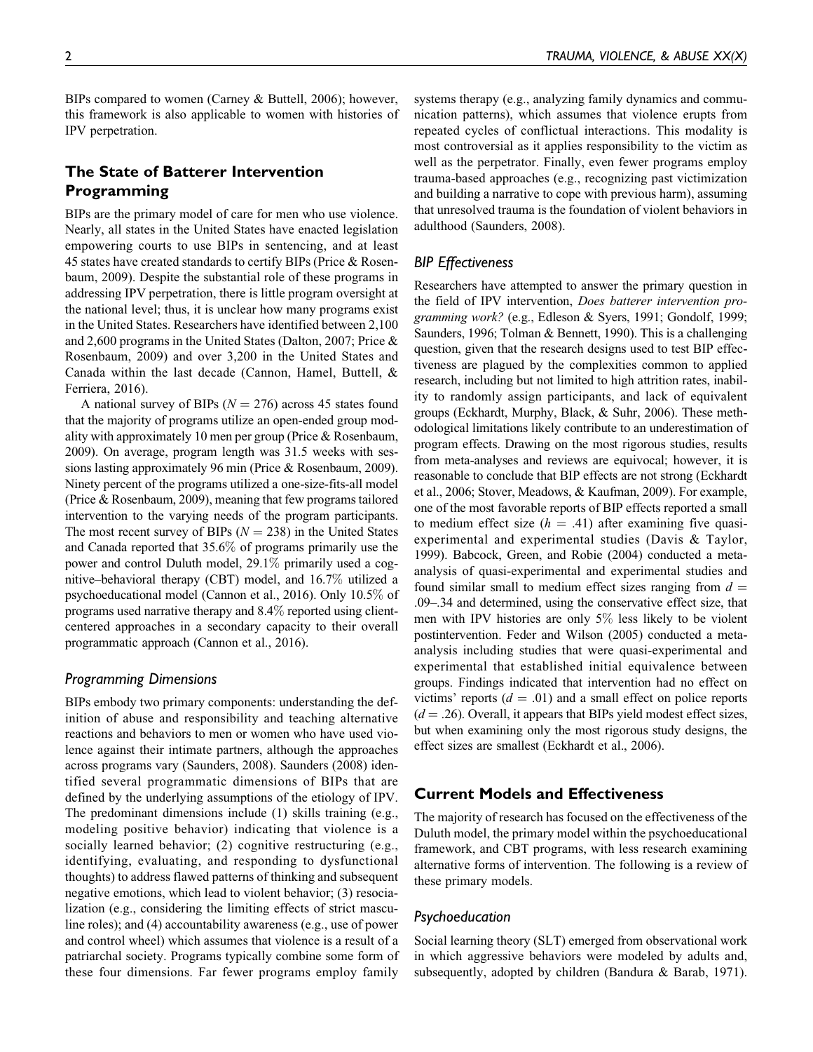BIPs compared to women (Carney & Buttell, 2006); however, this framework is also applicable to women with histories of IPV perpetration.

## The State of Batterer Intervention Programming

BIPs are the primary model of care for men who use violence. Nearly, all states in the United States have enacted legislation empowering courts to use BIPs in sentencing, and at least 45 states have created standards to certify BIPs (Price & Rosenbaum, 2009). Despite the substantial role of these programs in addressing IPV perpetration, there is little program oversight at the national level; thus, it is unclear how many programs exist in the United States. Researchers have identified between 2,100 and 2,600 programs in the United States (Dalton, 2007; Price & Rosenbaum, 2009) and over 3,200 in the United States and Canada within the last decade (Cannon, Hamel, Buttell, & Ferriera, 2016).

A national survey of BIPs ($N = 276$) across 45 states found that the majority of programs utilize an open-ended group modality with approximately 10 men per group (Price & Rosenbaum, 2009). On average, program length was 31.5 weeks with sessions lasting approximately 96 min (Price & Rosenbaum, 2009). Ninety percent of the programs utilized a one-size-fits-all model (Price & Rosenbaum, 2009), meaning that few programs tailored intervention to the varying needs of the program participants. The most recent survey of BIPs ($N = 238$) in the United States and Canada reported that 35.6% of programs primarily use the power and control Duluth model, 29.1% primarily used a cognitive–behavioral therapy (CBT) model, and 16.7% utilized a psychoeducational model (Cannon et al., 2016). Only 10.5% of programs used narrative therapy and 8.4% reported using client-centered approaches in a secondary capacity to their overall programmatic approach (Cannon et al., 2016).

### Programming Dimensions

BIPs embody two primary components: understanding the definition of abuse and responsibility and teaching alternative reactions and behaviors to men or women who have used violence against their intimate partners, although the approaches across programs vary (Saunders, 2008). Saunders (2008) identified several programmatic dimensions of BIPs that are defined by the underlying assumptions of the etiology of IPV. The predominant dimensions include (1) skills training (e.g., modeling positive behavior) indicating that violence is a socially learned behavior; (2) cognitive restructuring (e.g., identifying, evaluating, and responding to dysfunctional thoughts) to address flawed patterns of thinking and subsequent negative emotions, which lead to violent behavior; (3) resocialization (e.g., considering the limiting effects of strict masculine roles); and (4) accountability awareness (e.g., use of power and control wheel) which assumes that violence is a result of a patriarchal society. Programs typically combine some form of these four dimensions. Far fewer programs employ family systems therapy (e.g., analyzing family dynamics and communication patterns), which assumes that violence erupts from repeated cycles of conflictual interactions. This modality is most controversial as it applies responsibility to the victim as well as the perpetrator. Finally, even fewer programs employ trauma-based approaches (e.g., recognizing past victimization and building a narrative to cope with previous harm), assuming that unresolved trauma is the foundation of violent behaviors in adulthood (Saunders, 2008).

### BIP Effectiveness

Researchers have attempted to answer the primary question in the field of IPV intervention, *Does batterer intervention programming work?* (e.g., Edleson & Syers, 1991; Gondolf, 1999; Saunders, 1996; Tolman & Bennett, 1990). This is a challenging question, given that the research designs used to test BIP effectiveness are plagued by the complexities common to applied research, including but not limited to high attrition rates, inability to randomly assign participants, and lack of equivalent groups (Eckhardt, Murphy, Black, & Suhr, 2006). These methodological limitations likely contribute to an underestimation of program effects. Drawing on the most rigorous studies, results from meta-analyses and reviews are equivocal; however, it is reasonable to conclude that BIP effects are not strong (Eckhardt et al., 2006; Stover, Meadows, & Kaufman, 2009). For example, one of the most favorable reports of BIP effects reported a small to medium effect size ($h = .41$) after examining five quasi-experimental and experimental studies (Davis & Taylor, 1999). Babcock, Green, and Robie (2004) conducted a meta-analysis of quasi-experimental and experimental studies and found similar small to medium effect sizes ranging from $d = .09–.34$ and determined, using the conservative effect size, that men with IPV histories are only 5% less likely to be violent postintervention. Feder and Wilson (2005) conducted a meta-analysis including studies that were quasi-experimental and experimental that established initial equivalence between groups. Findings indicated that intervention had no effect on victims' reports ($d = .01$) and a small effect on police reports ($d = .26$). Overall, it appears that BIPs yield modest effect sizes, but when examining only the most rigorous study designs, the effect sizes are smallest (Eckhardt et al., 2006).

## Current Models and Effectiveness

The majority of research has focused on the effectiveness of the Duluth model, the primary model within the psychoeducational framework, and CBT programs, with less research examining alternative forms of intervention. The following is a review of these primary models.

### Psychoeducation

Social learning theory (SLT) emerged from observational work in which aggressive behaviors were modeled by adults and, subsequently, adopted by children (Bandura & Barab, 1971).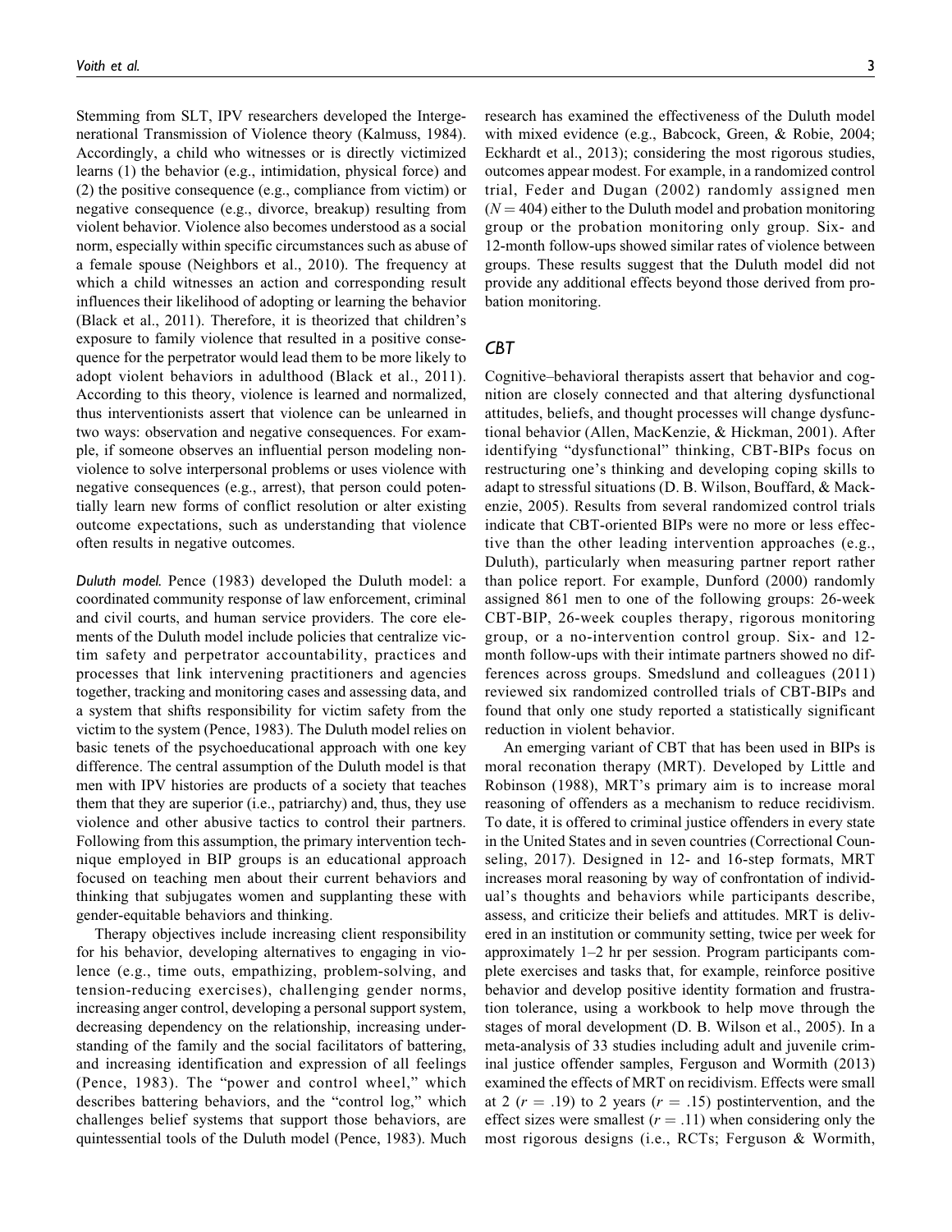Stemming from SLT, IPV researchers developed the Intergenerational Transmission of Violence theory (Kalmuss, 1984). Accordingly, a child who witnesses or is directly victimized learns (1) the behavior (e.g., intimidation, physical force) and (2) the positive consequence (e.g., compliance from victim) or negative consequence (e.g., divorce, breakup) resulting from violent behavior. Violence also becomes understood as a social norm, especially within specific circumstances such as abuse of a female spouse (Neighbors et al., 2010). The frequency at which a child witnesses an action and corresponding result influences their likelihood of adopting or learning the behavior (Black et al., 2011). Therefore, it is theorized that children's exposure to family violence that resulted in a positive consequence for the perpetrator would lead them to be more likely to adopt violent behaviors in adulthood (Black et al., 2011). According to this theory, violence is learned and normalized, thus interventionists assert that violence can be unlearned in two ways: observation and negative consequences. For example, if someone observes an influential person modeling nonviolence to solve interpersonal problems or uses violence with negative consequences (e.g., arrest), that person could potentially learn new forms of conflict resolution or alter existing outcome expectations, such as understanding that violence often results in negative outcomes.

*Duluth model.* Pence (1983) developed the Duluth model: a coordinated community response of law enforcement, criminal and civil courts, and human service providers. The core elements of the Duluth model include policies that centralize victim safety and perpetrator accountability, practices and processes that link intervening practitioners and agencies together, tracking and monitoring cases and assessing data, and a system that shifts responsibility for victim safety from the victim to the system (Pence, 1983). The Duluth model relies on basic tenets of the psychoeducational approach with one key difference. The central assumption of the Duluth model is that men with IPV histories are products of a society that teaches them that they are superior (i.e., patriarchy) and, thus, they use violence and other abusive tactics to control their partners. Following from this assumption, the primary intervention technique employed in BIP groups is an educational approach focused on teaching men about their current behaviors and thinking that subjugates women and supplanting these with gender-equitable behaviors and thinking.

Therapy objectives include increasing client responsibility for his behavior, developing alternatives to engaging in violence (e.g., time outs, empathizing, problem-solving, and tension-reducing exercises), challenging gender norms, increasing anger control, developing a personal support system, decreasing dependency on the relationship, increasing understanding of the family and the social facilitators of battering, and increasing identification and expression of all feelings (Pence, 1983). The "power and control wheel," which describes battering behaviors, and the "control log," which challenges belief systems that support those behaviors, are quintessential tools of the Duluth model (Pence, 1983). Much research has examined the effectiveness of the Duluth model with mixed evidence (e.g., Babcock, Green, & Robie, 2004; Eckhardt et al., 2013); considering the most rigorous studies, outcomes appear modest. For example, in a randomized control trial, Feder and Dugan (2002) randomly assigned men ($N = 404$) either to the Duluth model and probation monitoring group or the probation monitoring only group. Six- and 12-month follow-ups showed similar rates of violence between groups. These results suggest that the Duluth model did not provide any additional effects beyond those derived from probation monitoring.

## *CBT*

Cognitive–behavioral therapists assert that behavior and cognition are closely connected and that altering dysfunctional attitudes, beliefs, and thought processes will change dysfunctional behavior (Allen, MacKenzie, & Hickman, 2001). After identifying "dysfunctional" thinking, CBT-BIPs focus on restructuring one's thinking and developing coping skills to adapt to stressful situations (D. B. Wilson, Bouffard, & Mackenzie, 2005). Results from several randomized control trials indicate that CBT-oriented BIPs were no more or less effective than the other leading intervention approaches (e.g., Duluth), particularly when measuring partner report rather than police report. For example, Dunford (2000) randomly assigned 861 men to one of the following groups: 26-week CBT-BIP, 26-week couples therapy, rigorous monitoring group, or a no-intervention control group. Six- and 12-month follow-ups with their intimate partners showed no differences across groups. Smedslund and colleagues (2011) reviewed six randomized controlled trials of CBT-BIPs and found that only one study reported a statistically significant reduction in violent behavior.

An emerging variant of CBT that has been used in BIPs is moral reconation therapy (MRT). Developed by Little and Robinson (1988), MRT's primary aim is to increase moral reasoning of offenders as a mechanism to reduce recidivism. To date, it is offered to criminal justice offenders in every state in the United States and in seven countries (Correctional Counseling, 2017). Designed in 12- and 16-step formats, MRT increases moral reasoning by way of confrontation of individual's thoughts and behaviors while participants describe, assess, and criticize their beliefs and attitudes. MRT is delivered in an institution or community setting, twice per week for approximately 1–2 hr per session. Program participants complete exercises and tasks that, for example, reinforce positive behavior and develop positive identity formation and frustration tolerance, using a workbook to help move through the stages of moral development (D. B. Wilson et al., 2005). In a meta-analysis of 33 studies including adult and juvenile criminal justice offender samples, Ferguson and Wormith (2013) examined the effects of MRT on recidivism. Effects were small at 2 ($r = .19$) to 2 years ($r = .15$) postintervention, and the effect sizes were smallest ($r = .11$) when considering only the most rigorous designs (i.e., RCTs; Ferguson & Wormith,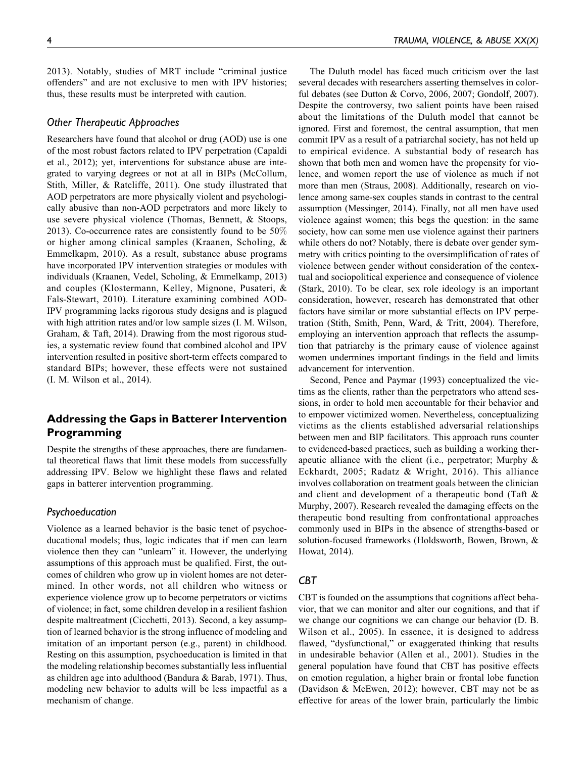2013). Notably, studies of MRT include "criminal justice offenders" and are not exclusive to men with IPV histories; thus, these results must be interpreted with caution.

### *Other Therapeutic Approaches*

Researchers have found that alcohol or drug (AOD) use is one of the most robust factors related to IPV perpetration (Capaldi et al., 2012); yet, interventions for substance abuse are integrated to varying degrees or not at all in BIPs (McCollum, Stith, Miller, & Ratcliffe, 2011). One study illustrated that AOD perpetrators are more physically violent and psychologically abusive than non-AOD perpetrators and more likely to use severe physical violence (Thomas, Bennett, & Stoops, 2013). Co-occurrence rates are consistently found to be 50% or higher among clinical samples (Kraanen, Scholing, & Emmelkapm, 2010). As a result, substance abuse programs have incorporated IPV intervention strategies or modules with individuals (Kraanen, Vedel, Scholing, & Emmelkamp, 2013) and couples (Klostermann, Kelley, Mignone, Pusateri, & Fals-Stewart, 2010). Literature examining combined AOD-IPV programming lacks rigorous study designs and is plagued with high attrition rates and/or low sample sizes (I. M. Wilson, Graham, & Taft, 2014). Drawing from the most rigorous studies, a systematic review found that combined alcohol and IPV intervention resulted in positive short-term effects compared to standard BIPs; however, these effects were not sustained (I. M. Wilson et al., 2014).

## Addressing the Gaps in Batterer Intervention Programming

Despite the strengths of these approaches, there are fundamental theoretical flaws that limit these models from successfully addressing IPV. Below we highlight these flaws and related gaps in batterer intervention programming.

### *Psychoeducation*

Violence as a learned behavior is the basic tenet of psychoeducational models; thus, logic indicates that if men can learn violence then they can "unlearn" it. However, the underlying assumptions of this approach must be qualified. First, the outcomes of children who grow up in violent homes are not determined. In other words, not all children who witness or experience violence grow up to become perpetrators or victims of violence; in fact, some children develop in a resilient fashion despite maltreatment (Cicchetti, 2013). Second, a key assumption of learned behavior is the strong influence of modeling and imitation of an important person (e.g., parent) in childhood. Resting on this assumption, psychoeducation is limited in that the modeling relationship becomes substantially less influential as children age into adulthood (Bandura & Barab, 1971). Thus, modeling new behavior to adults will be less impactful as a mechanism of change.

The Duluth model has faced much criticism over the last several decades with researchers asserting themselves in colorful debates (see Dutton & Corvo, 2006, 2007; Gondolf, 2007). Despite the controversy, two salient points have been raised about the limitations of the Duluth model that cannot be ignored. First and foremost, the central assumption, that men commit IPV as a result of a patriarchal society, has not held up to empirical evidence. A substantial body of research has shown that both men and women have the propensity for violence, and women report the use of violence as much if not more than men (Straus, 2008). Additionally, research on violence among same-sex couples stands in contrast to the central assumption (Messinger, 2014). Finally, not all men have used violence against women; this begs the question: in the same society, how can some men use violence against their partners while others do not? Notably, there is debate over gender symmetry with critics pointing to the oversimplification of rates of violence between gender without consideration of the contextual and sociopolitical experience and consequence of violence (Stark, 2010). To be clear, sex role ideology is an important consideration, however, research has demonstrated that other factors have similar or more substantial effects on IPV perpetration (Stith, Smith, Penn, Ward, & Tritt, 2004). Therefore, employing an intervention approach that reflects the assumption that patriarchy is the primary cause of violence against women undermines important findings in the field and limits advancement for intervention.

Second, Pence and Paymar (1993) conceptualized the victims as the clients, rather than the perpetrators who attend sessions, in order to hold men accountable for their behavior and to empower victimized women. Nevertheless, conceptualizing victims as the clients established adversarial relationships between men and BIP facilitators. This approach runs counter to evidenced-based practices, such as building a working therapeutic alliance with the client (i.e., perpetrator; Murphy & Eckhardt, 2005; Radatz & Wright, 2016). This alliance involves collaboration on treatment goals between the clinician and client and development of a therapeutic bond (Taft & Murphy, 2007). Research revealed the damaging effects on the therapeutic bond resulting from confrontational approaches commonly used in BIPs in the absence of strengths-based or solution-focused frameworks (Holdsworth, Bowen, Brown, & Howat, 2014).

### *CBT*

CBT is founded on the assumptions that cognitions affect behavior, that we can monitor and alter our cognitions, and that if we change our cognitions we can change our behavior (D. B. Wilson et al., 2005). In essence, it is designed to address flawed, "dysfunctional," or exaggerated thinking that results in undesirable behavior (Allen et al., 2001). Studies in the general population have found that CBT has positive effects on emotion regulation, a higher brain or frontal lobe function (Davidson & McEwen, 2012); however, CBT may not be as effective for areas of the lower brain, particularly the limbic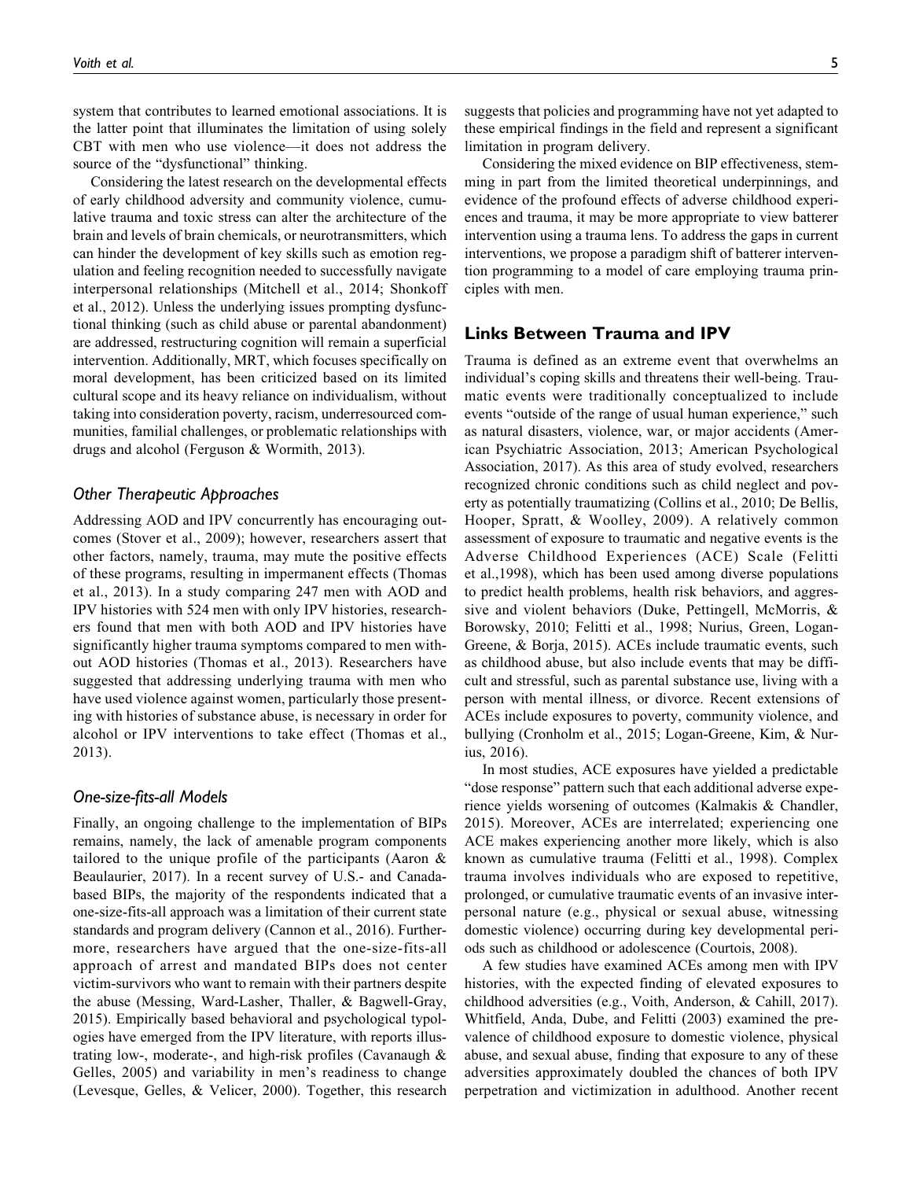system that contributes to learned emotional associations. It is the latter point that illuminates the limitation of using solely CBT with men who use violence—it does not address the source of the "dysfunctional" thinking.

Considering the latest research on the developmental effects of early childhood adversity and community violence, cumulative trauma and toxic stress can alter the architecture of the brain and levels of brain chemicals, or neurotransmitters, which can hinder the development of key skills such as emotion regulation and feeling recognition needed to successfully navigate interpersonal relationships (Mitchell et al., 2014; Shonkoff et al., 2012). Unless the underlying issues prompting dysfunctional thinking (such as child abuse or parental abandonment) are addressed, restructuring cognition will remain a superficial intervention. Additionally, MRT, which focuses specifically on moral development, has been criticized based on its limited cultural scope and its heavy reliance on individualism, without taking into consideration poverty, racism, underresourced communities, familial challenges, or problematic relationships with drugs and alcohol (Ferguson & Wormith, 2013).

### *Other Therapeutic Approaches*

Addressing AOD and IPV concurrently has encouraging outcomes (Stover et al., 2009); however, researchers assert that other factors, namely, trauma, may mute the positive effects of these programs, resulting in impermanent effects (Thomas et al., 2013). In a study comparing 247 men with AOD and IPV histories with 524 men with only IPV histories, researchers found that men with both AOD and IPV histories have significantly higher trauma symptoms compared to men without AOD histories (Thomas et al., 2013). Researchers have suggested that addressing underlying trauma with men who have used violence against women, particularly those presenting with histories of substance abuse, is necessary in order for alcohol or IPV interventions to take effect (Thomas et al., 2013).

### *One-size-fits-all Models*

Finally, an ongoing challenge to the implementation of BIPs remains, namely, the lack of amenable program components tailored to the unique profile of the participants (Aaron & Beaulaurier, 2017). In a recent survey of U.S.- and Canada-based BIPs, the majority of the respondents indicated that a one-size-fits-all approach was a limitation of their current state standards and program delivery (Cannon et al., 2016). Furthermore, researchers have argued that the one-size-fits-all approach of arrest and mandated BIPs does not center victim-survivors who want to remain with their partners despite the abuse (Messing, Ward-Lasher, Thaller, & Bagwell-Gray, 2015). Empirically based behavioral and psychological typologies have emerged from the IPV literature, with reports illustrating low-, moderate-, and high-risk profiles (Cavanaugh & Gelles, 2005) and variability in men's readiness to change (Levesque, Gelles, & Velicer, 2000). Together, this research suggests that policies and programming have not yet adapted to these empirical findings in the field and represent a significant limitation in program delivery.

Considering the mixed evidence on BIP effectiveness, stemming in part from the limited theoretical underpinnings, and evidence of the profound effects of adverse childhood experiences and trauma, it may be more appropriate to view batterer intervention using a trauma lens. To address the gaps in current interventions, we propose a paradigm shift of batterer intervention programming to a model of care employing trauma principles with men.

## Links Between Trauma and IPV

Trauma is defined as an extreme event that overwhelms an individual's coping skills and threatens their well-being. Traumatic events were traditionally conceptualized to include events "outside of the range of usual human experience," such as natural disasters, violence, war, or major accidents (American Psychiatric Association, 2013; American Psychological Association, 2017). As this area of study evolved, researchers recognized chronic conditions such as child neglect and poverty as potentially traumatizing (Collins et al., 2010; De Bellis, Hooper, Spratt, & Woolley, 2009). A relatively common assessment of exposure to traumatic and negative events is the Adverse Childhood Experiences (ACE) Scale (Felitti et al.,1998), which has been used among diverse populations to predict health problems, health risk behaviors, and aggressive and violent behaviors (Duke, Pettingell, McMorris, & Borowsky, 2010; Felitti et al., 1998; Nurius, Green, Logan-Greene, & Borja, 2015). ACEs include traumatic events, such as childhood abuse, but also include events that may be difficult and stressful, such as parental substance use, living with a person with mental illness, or divorce. Recent extensions of ACEs include exposures to poverty, community violence, and bullying (Cronholm et al., 2015; Logan-Greene, Kim, & Nurius, 2016).

In most studies, ACE exposures have yielded a predictable "dose response" pattern such that each additional adverse experience yields worsening of outcomes (Kalmakis & Chandler, 2015). Moreover, ACEs are interrelated; experiencing one ACE makes experiencing another more likely, which is also known as cumulative trauma (Felitti et al., 1998). Complex trauma involves individuals who are exposed to repetitive, prolonged, or cumulative traumatic events of an invasive interpersonal nature (e.g., physical or sexual abuse, witnessing domestic violence) occurring during key developmental periods such as childhood or adolescence (Courtois, 2008).

A few studies have examined ACEs among men with IPV histories, with the expected finding of elevated exposures to childhood adversities (e.g., Voith, Anderson, & Cahill, 2017). Whitfield, Anda, Dube, and Felitti (2003) examined the prevalence of childhood exposure to domestic violence, physical abuse, and sexual abuse, finding that exposure to any of these adversities approximately doubled the chances of both IPV perpetration and victimization in adulthood. Another recent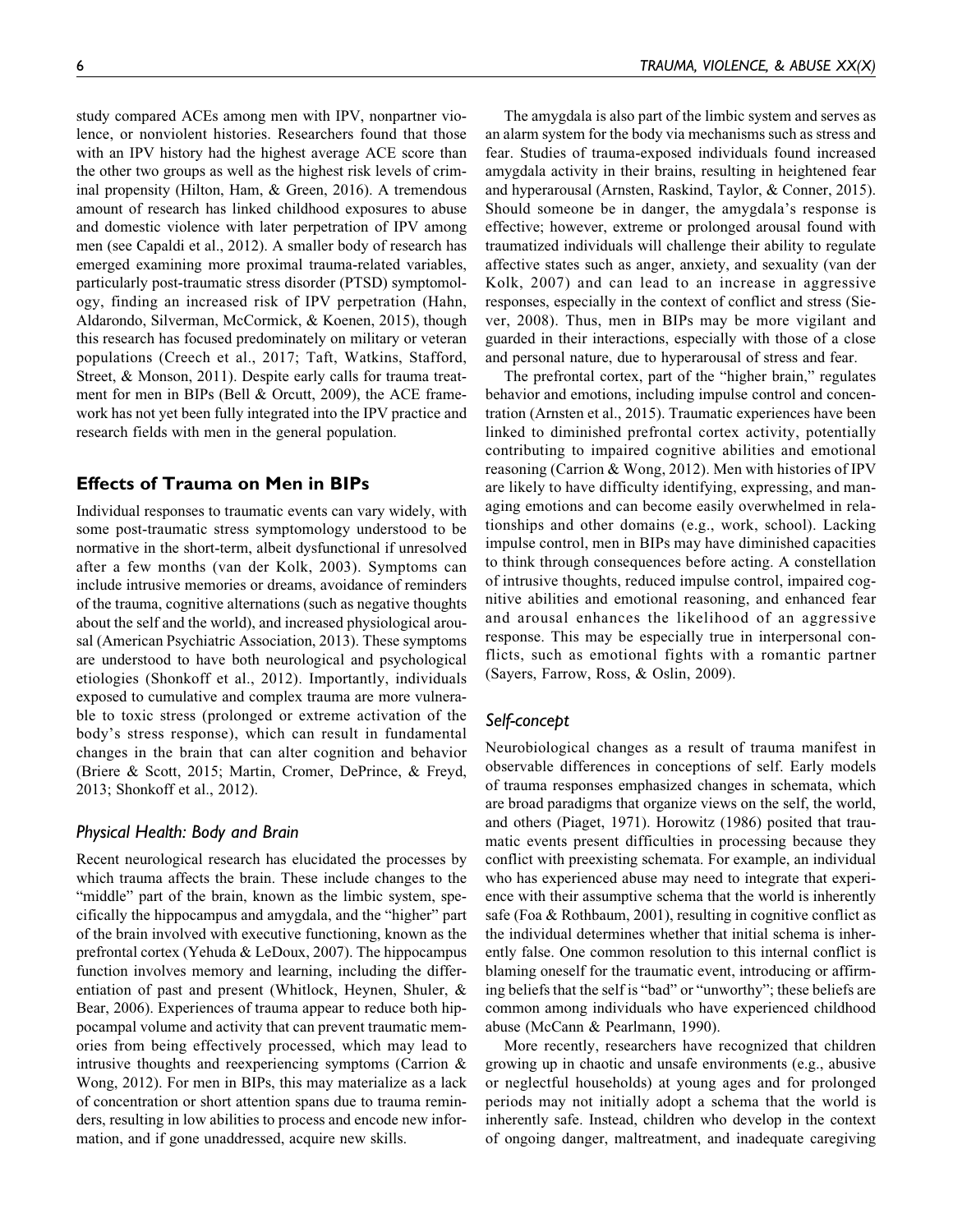study compared ACEs among men with IPV, nonpartner violence, or nonviolent histories. Researchers found that those with an IPV history had the highest average ACE score than the other two groups as well as the highest risk levels of criminal propensity (Hilton, Ham, & Green, 2016). A tremendous amount of research has linked childhood exposures to abuse and domestic violence with later perpetration of IPV among men (see Capaldi et al., 2012). A smaller body of research has emerged examining more proximal trauma-related variables, particularly post-traumatic stress disorder (PTSD) symptomology, finding an increased risk of IPV perpetration (Hahn, Aldarondo, Silverman, McCormick, & Koenen, 2015), though this research has focused predominately on military or veteran populations (Creech et al., 2017; Taft, Watkins, Stafford, Street, & Monson, 2011). Despite early calls for trauma treatment for men in BIPs (Bell & Orcutt, 2009), the ACE framework has not yet been fully integrated into the IPV practice and research fields with men in the general population.

## Effects of Trauma on Men in BIPs

Individual responses to traumatic events can vary widely, with some post-traumatic stress symptomology understood to be normative in the short-term, albeit dysfunctional if unresolved after a few months (van der Kolk, 2003). Symptoms can include intrusive memories or dreams, avoidance of reminders of the trauma, cognitive alternations (such as negative thoughts about the self and the world), and increased physiological arousal (American Psychiatric Association, 2013). These symptoms are understood to have both neurological and psychological etiologies (Shonkoff et al., 2012). Importantly, individuals exposed to cumulative and complex trauma are more vulnerable to toxic stress (prolonged or extreme activation of the body's stress response), which can result in fundamental changes in the brain that can alter cognition and behavior (Briere & Scott, 2015; Martin, Cromer, DePrince, & Freyd, 2013; Shonkoff et al., 2012).

### Physical Health: Body and Brain

Recent neurological research has elucidated the processes by which trauma affects the brain. These include changes to the "middle" part of the brain, known as the limbic system, specifically the hippocampus and amygdala, and the "higher" part of the brain involved with executive functioning, known as the prefrontal cortex (Yehuda & LeDoux, 2007). The hippocampus function involves memory and learning, including the differentiation of past and present (Whitlock, Heynen, Shuler, & Bear, 2006). Experiences of trauma appear to reduce both hippocampal volume and activity that can prevent traumatic memories from being effectively processed, which may lead to intrusive thoughts and reexperiencing symptoms (Carrion & Wong, 2012). For men in BIPs, this may materialize as a lack of concentration or short attention spans due to trauma reminders, resulting in low abilities to process and encode new information, and if gone unaddressed, acquire new skills.

The amygdala is also part of the limbic system and serves as an alarm system for the body via mechanisms such as stress and fear. Studies of trauma-exposed individuals found increased amygdala activity in their brains, resulting in heightened fear and hyperarousal (Arnsten, Raskind, Taylor, & Conner, 2015). Should someone be in danger, the amygdala's response is effective; however, extreme or prolonged arousal found with traumatized individuals will challenge their ability to regulate affective states such as anger, anxiety, and sexuality (van der Kolk, 2007) and can lead to an increase in aggressive responses, especially in the context of conflict and stress (Siever, 2008). Thus, men in BIPs may be more vigilant and guarded in their interactions, especially with those of a close and personal nature, due to hyperarousal of stress and fear.

The prefrontal cortex, part of the "higher brain," regulates behavior and emotions, including impulse control and concentration (Arnsten et al., 2015). Traumatic experiences have been linked to diminished prefrontal cortex activity, potentially contributing to impaired cognitive abilities and emotional reasoning (Carrion & Wong, 2012). Men with histories of IPV are likely to have difficulty identifying, expressing, and managing emotions and can become easily overwhelmed in relationships and other domains (e.g., work, school). Lacking impulse control, men in BIPs may have diminished capacities to think through consequences before acting. A constellation of intrusive thoughts, reduced impulse control, impaired cognitive abilities and emotional reasoning, and enhanced fear and arousal enhances the likelihood of an aggressive response. This may be especially true in interpersonal conflicts, such as emotional fights with a romantic partner (Sayers, Farrow, Ross, & Oslin, 2009).

### Self-concept

Neurobiological changes as a result of trauma manifest in observable differences in conceptions of self. Early models of trauma responses emphasized changes in schemata, which are broad paradigms that organize views on the self, the world, and others (Piaget, 1971). Horowitz (1986) posited that traumatic events present difficulties in processing because they conflict with preexisting schemata. For example, an individual who has experienced abuse may need to integrate that experience with their assumptive schema that the world is inherently safe (Foa & Rothbaum, 2001), resulting in cognitive conflict as the individual determines whether that initial schema is inherently false. One common resolution to this internal conflict is blaming oneself for the traumatic event, introducing or affirming beliefs that the self is "bad" or "unworthy"; these beliefs are common among individuals who have experienced childhood abuse (McCann & Pearlmann, 1990).

More recently, researchers have recognized that children growing up in chaotic and unsafe environments (e.g., abusive or neglectful households) at young ages and for prolonged periods may not initially adopt a schema that the world is inherently safe. Instead, children who develop in the context of ongoing danger, maltreatment, and inadequate caregiving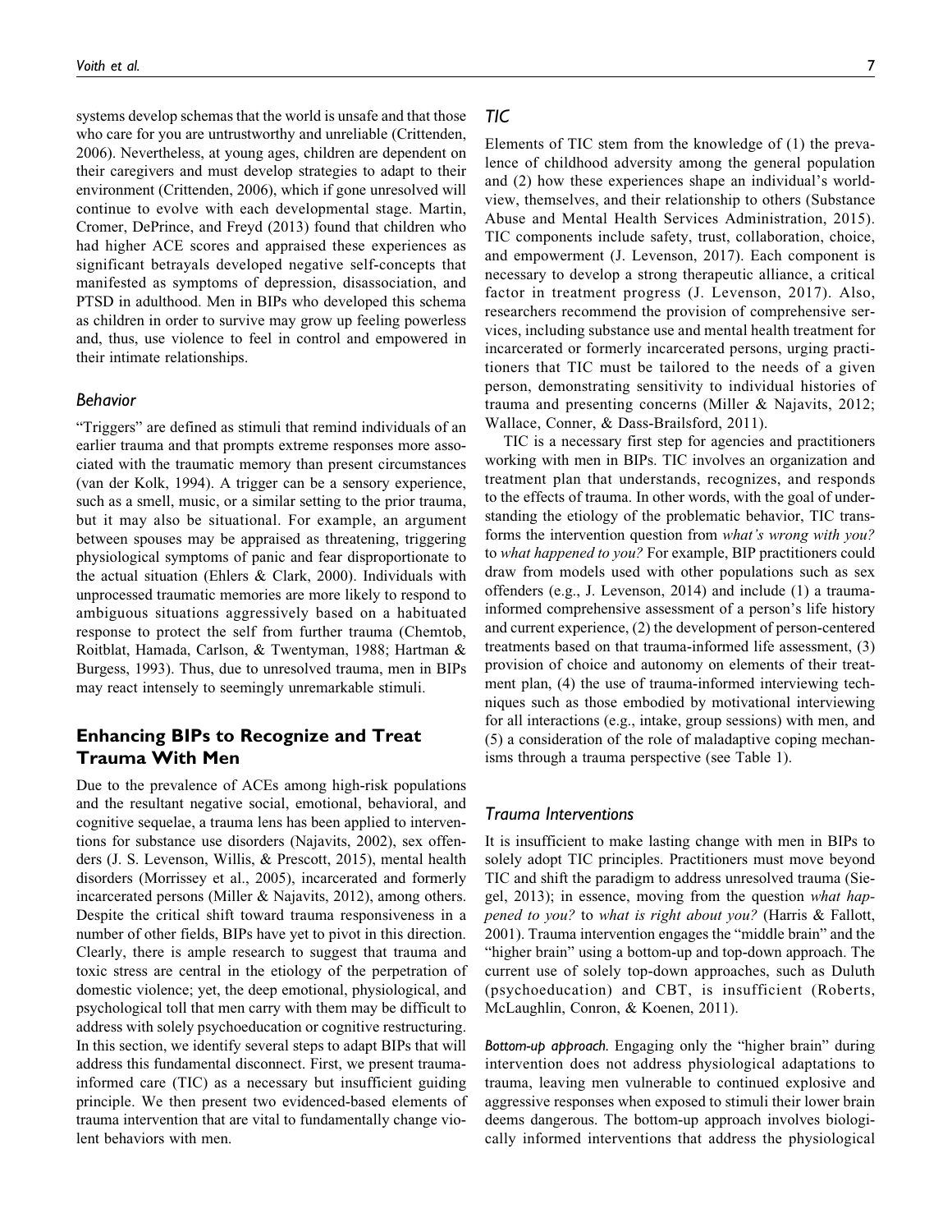systems develop schemas that the world is unsafe and that those who care for you are untrustworthy and unreliable (Crittenden, 2006). Nevertheless, at young ages, children are dependent on their caregivers and must develop strategies to adapt to their environment (Crittenden, 2006), which if gone unresolved will continue to evolve with each developmental stage. Martin, Cromer, DePrince, and Freyd (2013) found that children who had higher ACE scores and appraised these experiences as significant betrayals developed negative self-concepts that manifested as symptoms of depression, disassociation, and PTSD in adulthood. Men in BIPs who developed this schema as children in order to survive may grow up feeling powerless and, thus, use violence to feel in control and empowered in their intimate relationships.

### *Behavior*

"Triggers" are defined as stimuli that remind individuals of an earlier trauma and that prompts extreme responses more associated with the traumatic memory than present circumstances (van der Kolk, 1994). A trigger can be a sensory experience, such as a smell, music, or a similar setting to the prior trauma, but it may also be situational. For example, an argument between spouses may be appraised as threatening, triggering physiological symptoms of panic and fear disproportionate to the actual situation (Ehlers & Clark, 2000). Individuals with unprocessed traumatic memories are more likely to respond to ambiguous situations aggressively based on a habituated response to protect the self from further trauma (Chemtob, Roitblat, Hamada, Carlson, & Twentyman, 1988; Hartman & Burgess, 1993). Thus, due to unresolved trauma, men in BIPs may react intensely to seemingly unremarkable stimuli.

## Enhancing BIPs to Recognize and Treat Trauma With Men

Due to the prevalence of ACEs among high-risk populations and the resultant negative social, emotional, behavioral, and cognitive sequelae, a trauma lens has been applied to interventions for substance use disorders (Najavits, 2002), sex offenders (J. S. Levenson, Willis, & Prescott, 2015), mental health disorders (Morrissey et al., 2005), incarcerated and formerly incarcerated persons (Miller & Najavits, 2012), among others. Despite the critical shift toward trauma responsiveness in a number of other fields, BIPs have yet to pivot in this direction. Clearly, there is ample research to suggest that trauma and toxic stress are central in the etiology of the perpetration of domestic violence; yet, the deep emotional, physiological, and psychological toll that men carry with them may be difficult to address with solely psychoeducation or cognitive restructuring. In this section, we identify several steps to adapt BIPs that will address this fundamental disconnect. First, we present trauma-informed care (TIC) as a necessary but insufficient guiding principle. We then present two evidenced-based elements of trauma intervention that are vital to fundamentally change violent behaviors with men.

### *TIC*

Elements of TIC stem from the knowledge of (1) the prevalence of childhood adversity among the general population and (2) how these experiences shape an individual's worldview, themselves, and their relationship to others (Substance Abuse and Mental Health Services Administration, 2015). TIC components include safety, trust, collaboration, choice, and empowerment (J. Levenson, 2017). Each component is necessary to develop a strong therapeutic alliance, a critical factor in treatment progress (J. Levenson, 2017). Also, researchers recommend the provision of comprehensive services, including substance use and mental health treatment for incarcerated or formerly incarcerated persons, urging practitioners that TIC must be tailored to the needs of a given person, demonstrating sensitivity to individual histories of trauma and presenting concerns (Miller & Najavits, 2012; Wallace, Conner, & Dass-Brailsford, 2011).

TIC is a necessary first step for agencies and practitioners working with men in BIPs. TIC involves an organization and treatment plan that understands, recognizes, and responds to the effects of trauma. In other words, with the goal of understanding the etiology of the problematic behavior, TIC transforms the intervention question from *what's wrong with you?* to *what happened to you?* For example, BIP practitioners could draw from models used with other populations such as sex offenders (e.g., J. Levenson, 2014) and include (1) a trauma-informed comprehensive assessment of a person's life history and current experience, (2) the development of person-centered treatments based on that trauma-informed life assessment, (3) provision of choice and autonomy on elements of their treatment plan, (4) the use of trauma-informed interviewing techniques such as those embodied by motivational interviewing for all interactions (e.g., intake, group sessions) with men, and (5) a consideration of the role of maladaptive coping mechanisms through a trauma perspective (see Table 1).

### *Trauma Interventions*

It is insufficient to make lasting change with men in BIPs to solely adopt TIC principles. Practitioners must move beyond TIC and shift the paradigm to address unresolved trauma (Siegel, 2013); in essence, moving from the question *what happened to you?* to *what is right about you?* (Harris & Fallott, 2001). Trauma intervention engages the "middle brain" and the "higher brain" using a bottom-up and top-down approach. The current use of solely top-down approaches, such as Duluth (psychoeducation) and CBT, is insufficient (Roberts, McLaughlin, Conron, & Koenen, 2011).

*Bottom-up approach.* Engaging only the "higher brain" during intervention does not address physiological adaptations to trauma, leaving men vulnerable to continued explosive and aggressive responses when exposed to stimuli their lower brain deems dangerous. The bottom-up approach involves biologically informed interventions that address the physiological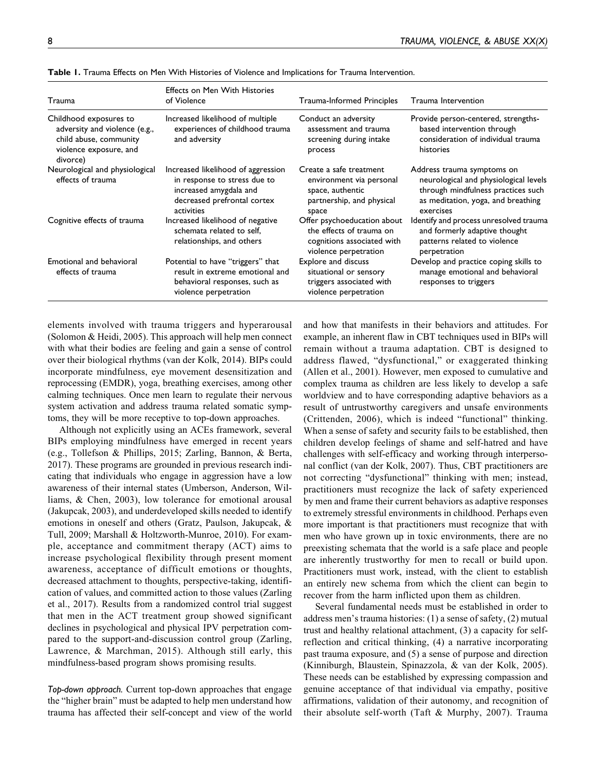**Table 1.** Trauma Effects on Men With Histories of Violence and Implications for Trauma Intervention.

| Trauma | Effects on Men With Histories of Violence | Trauma-Informed Principles | Trauma Intervention |
|---|---|---|---|
| Childhood exposures to adversity and violence (e.g., child abuse, community violence exposure, and divorce) | Increased likelihood of multiple experiences of childhood trauma and adversity | Conduct an adversity assessment and trauma screening during intake process | Provide person-centered, strengths-based intervention through consideration of individual trauma histories |
| Neurological and physiological effects of trauma | Increased likelihood of aggression in response to stress due to increased amygdala and decreased prefrontal cortex activities | Create a safe treatment environment via personal space, authentic partnership, and physical space | Address trauma symptoms on neurological and physiological levels through mindfulness practices such as meditation, yoga, and breathing exercises |
| Cognitive effects of trauma | Increased likelihood of negative schemata related to self, relationships, and others | Offer psychoeducation about the effects of trauma on cognitions associated with violence perpetration | Identify and process unresolved trauma and formerly adaptive thought patterns related to violence perpetration |
| Emotional and behavioral effects of trauma | Potential to have "triggers" that result in extreme emotional and behavioral responses, such as violence perpetration | Explore and discuss situational or sensory triggers associated with violence perpetration | Develop and practice coping skills to manage emotional and behavioral responses to triggers |

elements involved with trauma triggers and hyperarousal (Solomon & Heidi, 2005). This approach will help men connect with what their bodies are feeling and gain a sense of control over their biological rhythms (van der Kolk, 2014). BIPs could incorporate mindfulness, eye movement desensitization and reprocessing (EMDR), yoga, breathing exercises, among other calming techniques. Once men learn to regulate their nervous system activation and address trauma related somatic symptoms, they will be more receptive to top-down approaches.

Although not explicitly using an ACEs framework, several BIPs employing mindfulness have emerged in recent years (e.g., Tollefson & Phillips, 2015; Zarling, Bannon, & Berta, 2017). These programs are grounded in previous research indicating that individuals who engage in aggression have a low awareness of their internal states (Umberson, Anderson, Williams, & Chen, 2003), low tolerance for emotional arousal (Jakupcak, 2003), and underdeveloped skills needed to identify emotions in oneself and others (Gratz, Paulson, Jakupcak, & Tull, 2009; Marshall & Holtzworth-Munroe, 2010). For example, acceptance and commitment therapy (ACT) aims to increase psychological flexibility through present moment awareness, acceptance of difficult emotions or thoughts, decreased attachment to thoughts, perspective-taking, identification of values, and committed action to those values (Zarling et al., 2017). Results from a randomized control trial suggest that men in the ACT treatment group showed significant declines in psychological and physical IPV perpetration compared to the support-and-discussion control group (Zarling, Lawrence, & Marchman, 2015). Although still early, this mindfulness-based program shows promising results.

*Top-down approach.* Current top-down approaches that engage the "higher brain" must be adapted to help men understand how trauma has affected their self-concept and view of the world and how that manifests in their behaviors and attitudes. For example, an inherent flaw in CBT techniques used in BIPs will remain without a trauma adaptation. CBT is designed to address flawed, "dysfunctional," or exaggerated thinking (Allen et al., 2001). However, men exposed to cumulative and complex trauma as children are less likely to develop a safe worldview and to have corresponding adaptive behaviors as a result of untrustworthy caregivers and unsafe environments (Crittenden, 2006), which is indeed "functional" thinking. When a sense of safety and security fails to be established, then children develop feelings of shame and self-hatred and have challenges with self-efficacy and working through interpersonal conflict (van der Kolk, 2007). Thus, CBT practitioners are not correcting "dysfunctional" thinking with men; instead, practitioners must recognize the lack of safety experienced by men and frame their current behaviors as adaptive responses to extremely stressful environments in childhood. Perhaps even more important is that practitioners must recognize that with men who have grown up in toxic environments, there are no preexisting schemata that the world is a safe place and people are inherently trustworthy for men to recall or build upon. Practitioners must work, instead, with the client to establish an entirely new schema from which the client can begin to recover from the harm inflicted upon them as children.

Several fundamental needs must be established in order to address men's trauma histories: (1) a sense of safety, (2) mutual trust and healthy relational attachment, (3) a capacity for self-reflection and critical thinking, (4) a narrative incorporating past trauma exposure, and (5) a sense of purpose and direction (Kinniburgh, Blaustein, Spinazzola, & van der Kolk, 2005). These needs can be established by expressing compassion and genuine acceptance of that individual via empathy, positive affirmations, validation of their autonomy, and recognition of their absolute self-worth (Taft & Murphy, 2007). Trauma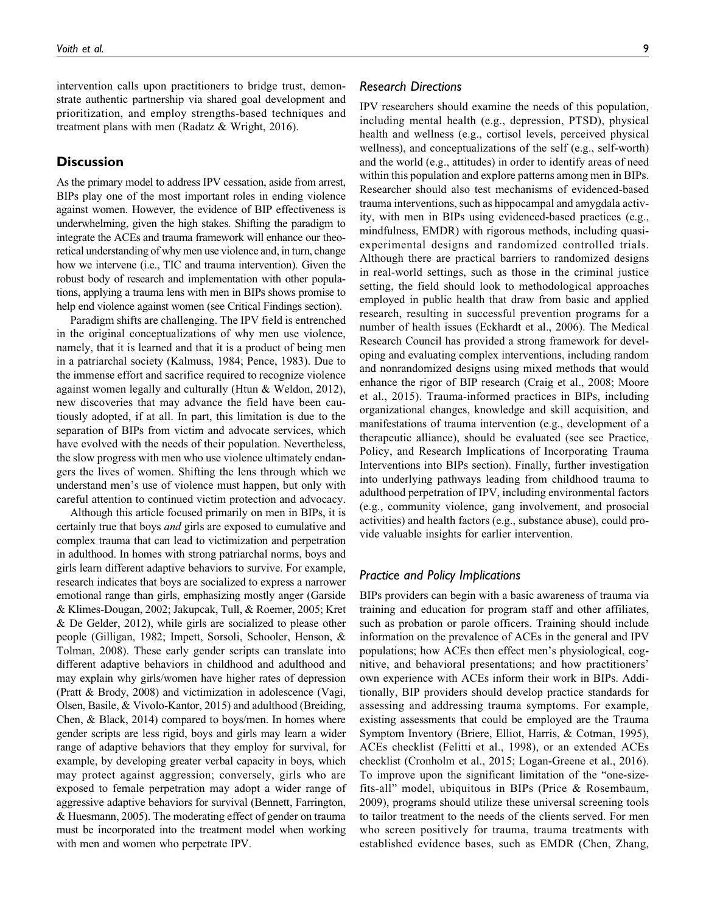intervention calls upon practitioners to bridge trust, demonstrate authentic partnership via shared goal development and prioritization, and employ strengths-based techniques and treatment plans with men (Radatz & Wright, 2016).

## Discussion

As the primary model to address IPV cessation, aside from arrest, BIPs play one of the most important roles in ending violence against women. However, the evidence of BIP effectiveness is underwhelming, given the high stakes. Shifting the paradigm to integrate the ACEs and trauma framework will enhance our theoretical understanding of why men use violence and, in turn, change how we intervene (i.e., TIC and trauma intervention). Given the robust body of research and implementation with other populations, applying a trauma lens with men in BIPs shows promise to help end violence against women (see Critical Findings section).

Paradigm shifts are challenging. The IPV field is entrenched in the original conceptualizations of why men use violence, namely, that it is learned and that it is a product of being men in a patriarchal society (Kalmuss, 1984; Pence, 1983). Due to the immense effort and sacrifice required to recognize violence against women legally and culturally (Htun & Weldon, 2012), new discoveries that may advance the field have been cautiously adopted, if at all. In part, this limitation is due to the separation of BIPs from victim and advocate services, which have evolved with the needs of their population. Nevertheless, the slow progress with men who use violence ultimately endangers the lives of women. Shifting the lens through which we understand men's use of violence must happen, but only with careful attention to continued victim protection and advocacy.

Although this article focused primarily on men in BIPs, it is certainly true that boys *and* girls are exposed to cumulative and complex trauma that can lead to victimization and perpetration in adulthood. In homes with strong patriarchal norms, boys and girls learn different adaptive behaviors to survive. For example, research indicates that boys are socialized to express a narrower emotional range than girls, emphasizing mostly anger (Garside & Klimes-Dougan, 2002; Jakupcak, Tull, & Roemer, 2005; Kret & De Gelder, 2012), while girls are socialized to please other people (Gilligan, 1982; Impett, Sorsoli, Schooler, Henson, & Tolman, 2008). These early gender scripts can translate into different adaptive behaviors in childhood and adulthood and may explain why girls/women have higher rates of depression (Pratt & Brody, 2008) and victimization in adolescence (Vagi, Olsen, Basile, & Vivolo-Kantor, 2015) and adulthood (Breiding, Chen, & Black, 2014) compared to boys/men. In homes where gender scripts are less rigid, boys and girls may learn a wider range of adaptive behaviors that they employ for survival, for example, by developing greater verbal capacity in boys, which may protect against aggression; conversely, girls who are exposed to female perpetration may adopt a wider range of aggressive adaptive behaviors for survival (Bennett, Farrington, & Huesmann, 2005). The moderating effect of gender on trauma must be incorporated into the treatment model when working with men and women who perpetrate IPV.

### *Research Directions*

IPV researchers should examine the needs of this population, including mental health (e.g., depression, PTSD), physical health and wellness (e.g., cortisol levels, perceived physical wellness), and conceptualizations of the self (e.g., self-worth) and the world (e.g., attitudes) in order to identify areas of need within this population and explore patterns among men in BIPs. Researcher should also test mechanisms of evidenced-based trauma interventions, such as hippocampal and amygdala activity, with men in BIPs using evidenced-based practices (e.g., mindfulness, EMDR) with rigorous methods, including quasi-experimental designs and randomized controlled trials. Although there are practical barriers to randomized designs in real-world settings, such as those in the criminal justice setting, the field should look to methodological approaches employed in public health that draw from basic and applied research, resulting in successful prevention programs for a number of health issues (Eckhardt et al., 2006). The Medical Research Council has provided a strong framework for developing and evaluating complex interventions, including random and nonrandomized designs using mixed methods that would enhance the rigor of BIP research (Craig et al., 2008; Moore et al., 2015). Trauma-informed practices in BIPs, including organizational changes, knowledge and skill acquisition, and manifestations of trauma intervention (e.g., development of a therapeutic alliance), should be evaluated (see see Practice, Policy, and Research Implications of Incorporating Trauma Interventions into BIPs section). Finally, further investigation into underlying pathways leading from childhood trauma to adulthood perpetration of IPV, including environmental factors (e.g., community violence, gang involvement, and prosocial activities) and health factors (e.g., substance abuse), could provide valuable insights for earlier intervention.

### *Practice and Policy Implications*

BIPs providers can begin with a basic awareness of trauma via training and education for program staff and other affiliates, such as probation or parole officers. Training should include information on the prevalence of ACEs in the general and IPV populations; how ACEs then effect men's physiological, cognitive, and behavioral presentations; and how practitioners' own experience with ACEs inform their work in BIPs. Additionally, BIP providers should develop practice standards for assessing and addressing trauma symptoms. For example, existing assessments that could be employed are the Trauma Symptom Inventory (Briere, Elliot, Harris, & Cotman, 1995), ACEs checklist (Felitti et al., 1998), or an extended ACEs checklist (Cronholm et al., 2015; Logan-Greene et al., 2016). To improve upon the significant limitation of the "one-size-fits-all" model, ubiquitous in BIPs (Price & Rosembaum, 2009), programs should utilize these universal screening tools to tailor treatment to the needs of the clients served. For men who screen positively for trauma, trauma treatments with established evidence bases, such as EMDR (Chen, Zhang,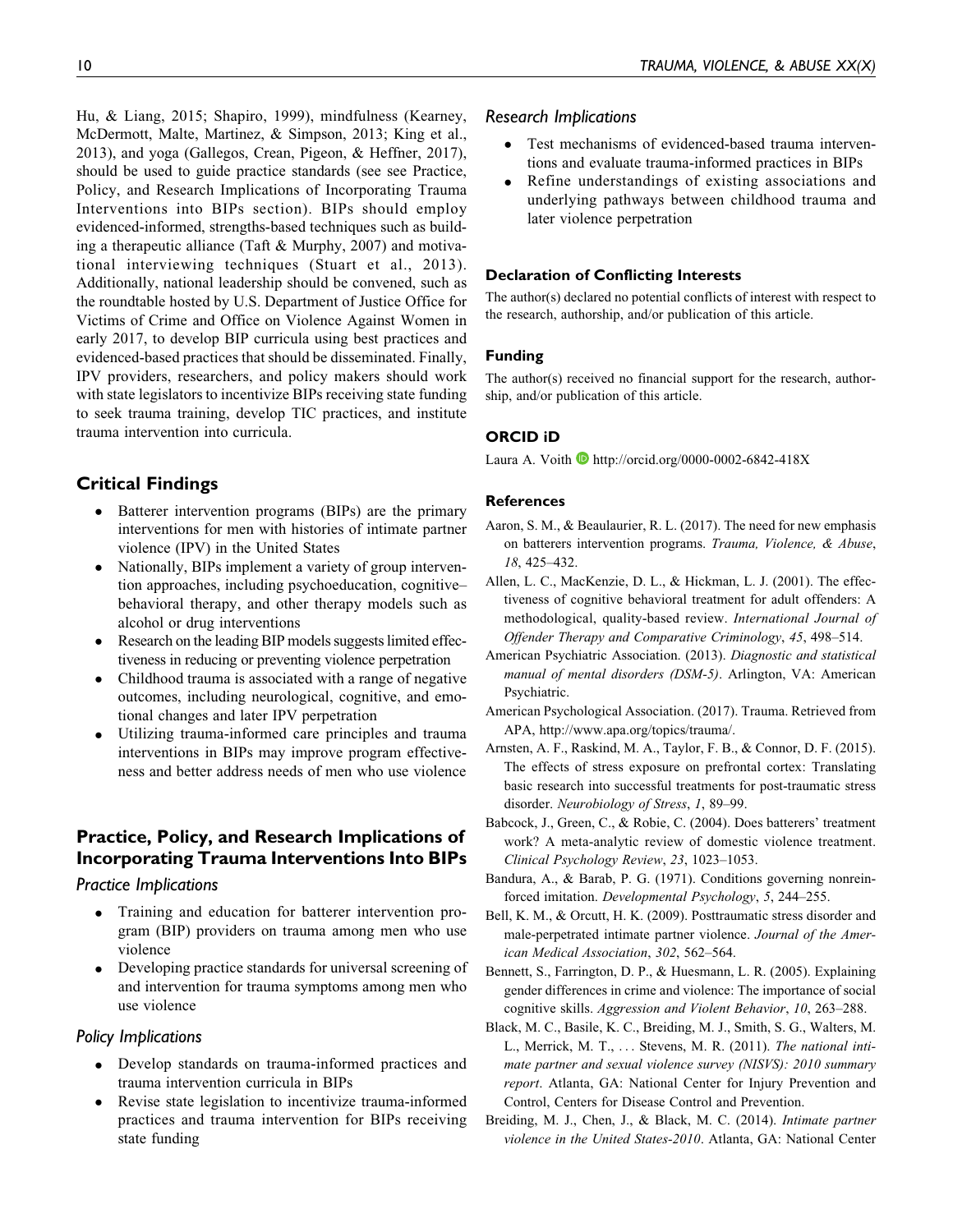Hu, & Liang, 2015; Shapiro, 1999), mindfulness (Kearney, McDermott, Malte, Martinez, & Simpson, 2013; King et al., 2013), and yoga (Gallegos, Crean, Pigeon, & Heffner, 2017), should be used to guide practice standards (see see Practice, Policy, and Research Implications of Incorporating Trauma Interventions into BIPs section). BIPs should employ evidenced-informed, strengths-based techniques such as building a therapeutic alliance (Taft & Murphy, 2007) and motivational interviewing techniques (Stuart et al., 2013). Additionally, national leadership should be convened, such as the roundtable hosted by U.S. Department of Justice Office for Victims of Crime and Office on Violence Against Women in early 2017, to develop BIP curricula using best practices and evidenced-based practices that should be disseminated. Finally, IPV providers, researchers, and policy makers should work with state legislators to incentivize BIPs receiving state funding to seek trauma training, develop TIC practices, and institute trauma intervention into curricula.

## Critical Findings

- Batterer intervention programs (BIPs) are the primary interventions for men with histories of intimate partner violence (IPV) in the United States
- Nationally, BIPs implement a variety of group intervention approaches, including psychoeducation, cognitive–behavioral therapy, and other therapy models such as alcohol or drug interventions
- Research on the leading BIP models suggests limited effectiveness in reducing or preventing violence perpetration
- Childhood trauma is associated with a range of negative outcomes, including neurological, cognitive, and emotional changes and later IPV perpetration
- Utilizing trauma-informed care principles and trauma interventions in BIPs may improve program effectiveness and better address needs of men who use violence

## Practice, Policy, and Research Implications of Incorporating Trauma Interventions Into BIPs

### *Practice Implications*

- Training and education for batterer intervention program (BIP) providers on trauma among men who use violence
- Developing practice standards for universal screening of and intervention for trauma symptoms among men who use violence

### *Policy Implications*

- Develop standards on trauma-informed practices and trauma intervention curricula in BIPs
- Revise state legislation to incentivize trauma-informed practices and trauma intervention for BIPs receiving state funding

### *Research Implications*

- Test mechanisms of evidenced-based trauma interventions and evaluate trauma-informed practices in BIPs
- Refine understandings of existing associations and underlying pathways between childhood trauma and later violence perpetration

#### Declaration of Conflicting Interests

The author(s) declared no potential conflicts of interest with respect to the research, authorship, and/or publication of this article.

#### Funding

The author(s) received no financial support for the research, authorship, and/or publication of this article.

#### ORCID iD

Laura A. Voith http://orcid.org/0000-0002-6842-418X

#### References

Aaron, S. M., & Beaulaurier, R. L. (2017). The need for new emphasis on batterers intervention programs. *Trauma, Violence, & Abuse*, *18*, 425–432.

Allen, L. C., MacKenzie, D. L., & Hickman, L. J. (2001). The effectiveness of cognitive behavioral treatment for adult offenders: A methodological, quality-based review. *International Journal of Offender Therapy and Comparative Criminology*, *45*, 498–514.

American Psychiatric Association. (2013). *Diagnostic and statistical manual of mental disorders (DSM-5)*. Arlington, VA: American Psychiatric.

American Psychological Association. (2017). Trauma. Retrieved from APA, http://www.apa.org/topics/trauma/.

Arnsten, A. F., Raskind, M. A., Taylor, F. B., & Connor, D. F. (2015). The effects of stress exposure on prefrontal cortex: Translating basic research into successful treatments for post-traumatic stress disorder. *Neurobiology of Stress*, *1*, 89–99.

Babcock, J., Green, C., & Robie, C. (2004). Does batterers' treatment work? A meta-analytic review of domestic violence treatment. *Clinical Psychology Review*, *23*, 1023–1053.

Bandura, A., & Barab, P. G. (1971). Conditions governing nonreinforced imitation. *Developmental Psychology*, *5*, 244–255.

Bell, K. M., & Orcutt, H. K. (2009). Posttraumatic stress disorder and male-perpetrated intimate partner violence. *Journal of the American Medical Association*, *302*, 562–564.

Bennett, S., Farrington, D. P., & Huesmann, L. R. (2005). Explaining gender differences in crime and violence: The importance of social cognitive skills. *Aggression and Violent Behavior*, *10*, 263–288.

Black, M. C., Basile, K. C., Breiding, M. J., Smith, S. G., Walters, M. L., Merrick, M. T., ... Stevens, M. R. (2011). *The national intimate partner and sexual violence survey (NISVS): 2010 summary report*. Atlanta, GA: National Center for Injury Prevention and Control, Centers for Disease Control and Prevention.

Breiding, M. J., Chen, J., & Black, M. C. (2014). *Intimate partner violence in the United States-2010*. Atlanta, GA: National Center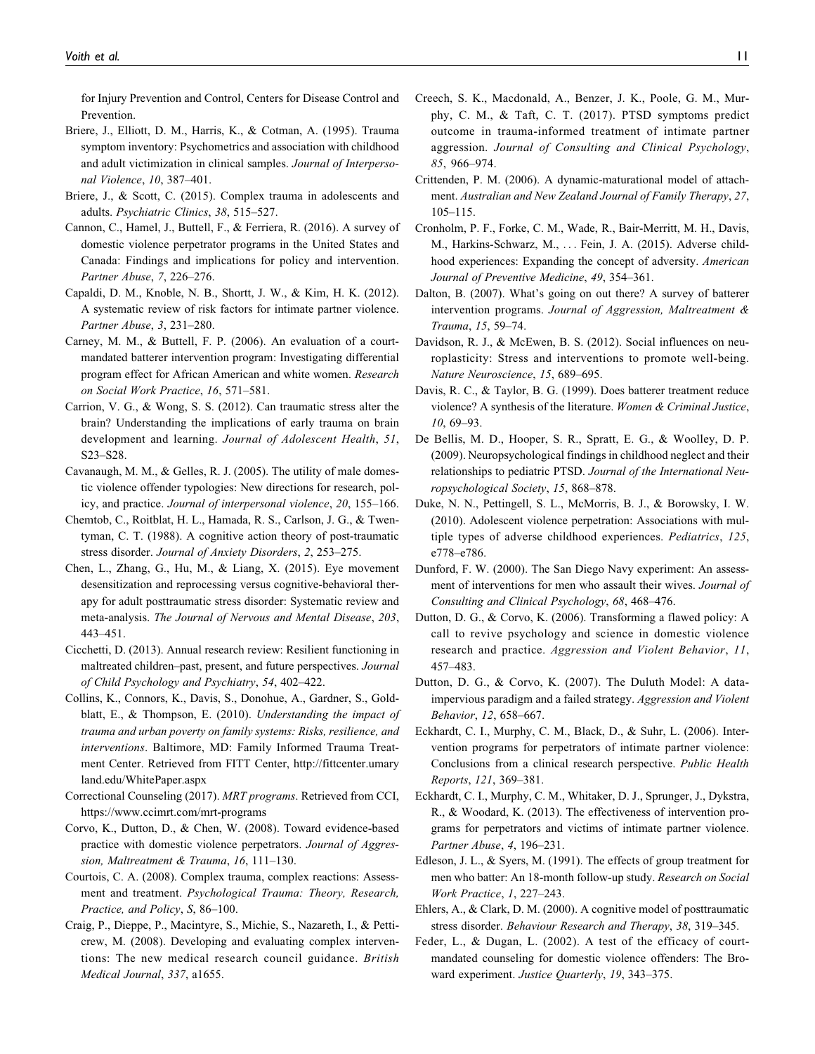for Injury Prevention and Control, Centers for Disease Control and Prevention.

Briere, J., Elliott, D. M., Harris, K., & Cotman, A. (1995). Trauma symptom inventory: Psychometrics and association with childhood and adult victimization in clinical samples. *Journal of Interpersonal Violence*, *10*, 387–401.

Briere, J., & Scott, C. (2015). Complex trauma in adolescents and adults. *Psychiatric Clinics*, *38*, 515–527.

Cannon, C., Hamel, J., Buttell, F., & Ferriera, R. (2016). A survey of domestic violence perpetrator programs in the United States and Canada: Findings and implications for policy and intervention. *Partner Abuse*, *7*, 226–276.

Capaldi, D. M., Knoble, N. B., Shortt, J. W., & Kim, H. K. (2012). A systematic review of risk factors for intimate partner violence. *Partner Abuse*, *3*, 231–280.

Carney, M. M., & Buttell, F. P. (2006). An evaluation of a court-mandated batterer intervention program: Investigating differential program effect for African American and white women. *Research on Social Work Practice*, *16*, 571–581.

Carrion, V. G., & Wong, S. S. (2012). Can traumatic stress alter the brain? Understanding the implications of early trauma on brain development and learning. *Journal of Adolescent Health*, *51*, S23–S28.

Cavanaugh, M. M., & Gelles, R. J. (2005). The utility of male domestic violence offender typologies: New directions for research, policy, and practice. *Journal of interpersonal violence*, *20*, 155–166.

Chemtob, C., Roitblat, H. L., Hamada, R. S., Carlson, J. G., & Twentyman, C. T. (1988). A cognitive action theory of post-traumatic stress disorder. *Journal of Anxiety Disorders*, *2*, 253–275.

Chen, L., Zhang, G., Hu, M., & Liang, X. (2015). Eye movement desensitization and reprocessing versus cognitive-behavioral therapy for adult posttraumatic stress disorder: Systematic review and meta-analysis. *The Journal of Nervous and Mental Disease*, *203*, 443–451.

Cicchetti, D. (2013). Annual research review: Resilient functioning in maltreated children–past, present, and future perspectives. *Journal of Child Psychology and Psychiatry*, *54*, 402–422.

Collins, K., Connors, K., Davis, S., Donohue, A., Gardner, S., Goldblatt, E., & Thompson, E. (2010). *Understanding the impact of trauma and urban poverty on family systems: Risks, resilience, and interventions*. Baltimore, MD: Family Informed Trauma Treatment Center. Retrieved from FITT Center, http://fittcenter.umaryland.edu/WhitePaper.aspx

Correctional Counseling (2017). *MRT programs*. Retrieved from CCI, https://www.ccimrt.com/mrt-programs

Corvo, K., Dutton, D., & Chen, W. (2008). Toward evidence-based practice with domestic violence perpetrators. *Journal of Aggression, Maltreatment & Trauma*, *16*, 111–130.

Courtois, C. A. (2008). Complex trauma, complex reactions: Assessment and treatment. *Psychological Trauma: Theory, Research, Practice, and Policy*, *S*, 86–100.

Craig, P., Dieppe, P., Macintyre, S., Michie, S., Nazareth, I., & Petticrew, M. (2008). Developing and evaluating complex interventions: The new medical research council guidance. *British Medical Journal*, *337*, a1655.

Creech, S. K., Macdonald, A., Benzer, J. K., Poole, G. M., Murphy, C. M., & Taft, C. T. (2017). PTSD symptoms predict outcome in trauma-informed treatment of intimate partner aggression. *Journal of Consulting and Clinical Psychology*, *85*, 966–974.

Crittenden, P. M. (2006). A dynamic-maturational model of attachment. *Australian and New Zealand Journal of Family Therapy*, *27*, 105–115.

Cronholm, P. F., Forke, C. M., Wade, R., Bair-Merritt, M. H., Davis, M., Harkins-Schwarz, M., ... Fein, J. A. (2015). Adverse childhood experiences: Expanding the concept of adversity. *American Journal of Preventive Medicine*, *49*, 354–361.

Dalton, B. (2007). What's going on out there? A survey of batterer intervention programs. *Journal of Aggression, Maltreatment & Trauma*, *15*, 59–74.

Davidson, R. J., & McEwen, B. S. (2012). Social influences on neuroplasticity: Stress and interventions to promote well-being. *Nature Neuroscience*, *15*, 689–695.

Davis, R. C., & Taylor, B. G. (1999). Does batterer treatment reduce violence? A synthesis of the literature. *Women & Criminal Justice*, *10*, 69–93.

De Bellis, M. D., Hooper, S. R., Spratt, E. G., & Woolley, D. P. (2009). Neuropsychological findings in childhood neglect and their relationships to pediatric PTSD. *Journal of the International Neuropsychological Society*, *15*, 868–878.

Duke, N. N., Pettingell, S. L., McMorris, B. J., & Borowsky, I. W. (2010). Adolescent violence perpetration: Associations with multiple types of adverse childhood experiences. *Pediatrics*, *125*, e778–e786.

Dunford, F. W. (2000). The San Diego Navy experiment: An assessment of interventions for men who assault their wives. *Journal of Consulting and Clinical Psychology*, *68*, 468–476.

Dutton, D. G., & Corvo, K. (2006). Transforming a flawed policy: A call to revive psychology and science in domestic violence research and practice. *Aggression and Violent Behavior*, *11*, 457–483.

Dutton, D. G., & Corvo, K. (2007). The Duluth Model: A data-impervious paradigm and a failed strategy. *Aggression and Violent Behavior*, *12*, 658–667.

Eckhardt, C. I., Murphy, C. M., Black, D., & Suhr, L. (2006). Intervention programs for perpetrators of intimate partner violence: Conclusions from a clinical research perspective. *Public Health Reports*, *121*, 369–381.

Eckhardt, C. I., Murphy, C. M., Whitaker, D. J., Sprunger, J., Dykstra, R., & Woodard, K. (2013). The effectiveness of intervention programs for perpetrators and victims of intimate partner violence. *Partner Abuse*, *4*, 196–231.

Edleson, J. L., & Syers, M. (1991). The effects of group treatment for men who batter: An 18-month follow-up study. *Research on Social Work Practice*, *1*, 227–243.

Ehlers, A., & Clark, D. M. (2000). A cognitive model of posttraumatic stress disorder. *Behaviour Research and Therapy*, *38*, 319–345.

Feder, L., & Dugan, L. (2002). A test of the efficacy of court-mandated counseling for domestic violence offenders: The Broward experiment. *Justice Quarterly*, *19*, 343–375.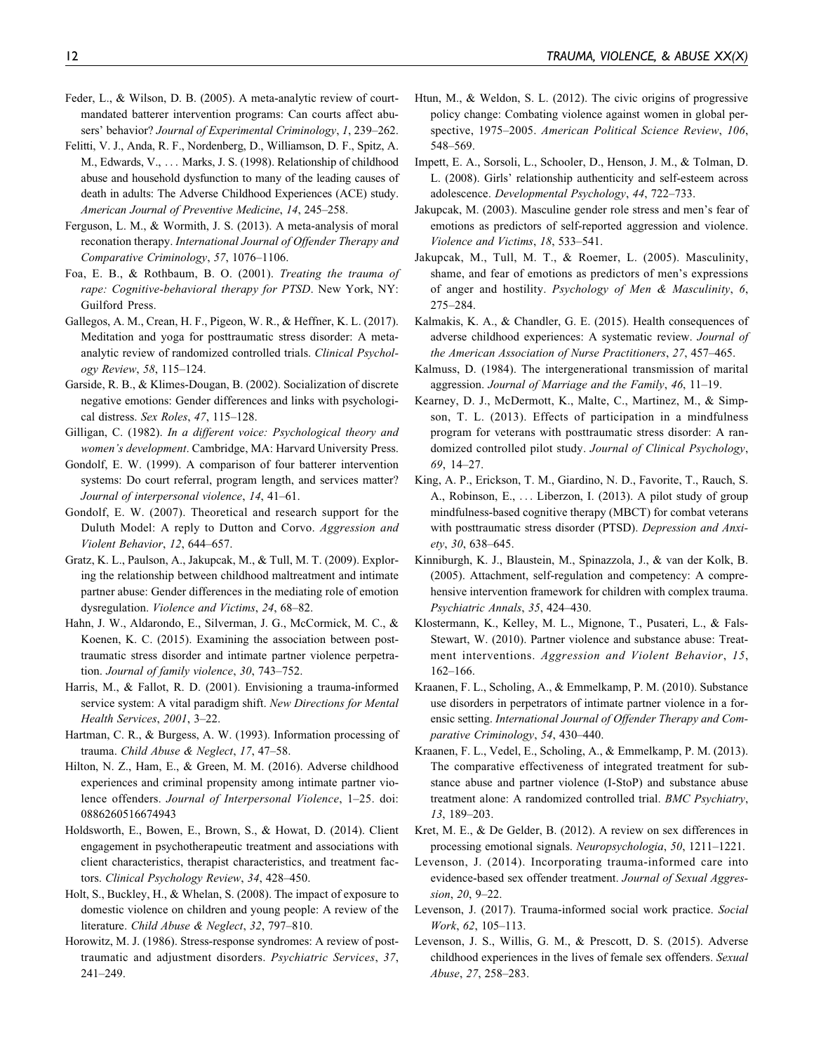Feder, L., & Wilson, D. B. (2005). A meta-analytic review of court-mandated batterer intervention programs: Can courts affect abusers' behavior? *Journal of Experimental Criminology*, *1*, 239–262.

Felitti, V. J., Anda, R. F., Nordenberg, D., Williamson, D. F., Spitz, A. M., Edwards, V., ... Marks, J. S. (1998). Relationship of childhood abuse and household dysfunction to many of the leading causes of death in adults: The Adverse Childhood Experiences (ACE) study. *American Journal of Preventive Medicine*, *14*, 245–258.

Ferguson, L. M., & Wormith, J. S. (2013). A meta-analysis of moral reconation therapy. *International Journal of Offender Therapy and Comparative Criminology*, *57*, 1076–1106.

Foa, E. B., & Rothbaum, B. O. (2001). *Treating the trauma of rape: Cognitive-behavioral therapy for PTSD*. New York, NY: Guilford Press.

Gallegos, A. M., Crean, H. F., Pigeon, W. R., & Heffner, K. L. (2017). Meditation and yoga for posttraumatic stress disorder: A meta-analytic review of randomized controlled trials. *Clinical Psychology Review*, *58*, 115–124.

Garside, R. B., & Klimes-Dougan, B. (2002). Socialization of discrete negative emotions: Gender differences and links with psychological distress. *Sex Roles*, *47*, 115–128.

Gilligan, C. (1982). *In a different voice: Psychological theory and women's development*. Cambridge, MA: Harvard University Press.

Gondolf, E. W. (1999). A comparison of four batterer intervention systems: Do court referral, program length, and services matter? *Journal of interpersonal violence*, *14*, 41–61.

Gondolf, E. W. (2007). Theoretical and research support for the Duluth Model: A reply to Dutton and Corvo. *Aggression and Violent Behavior*, *12*, 644–657.

Gratz, K. L., Paulson, A., Jakupcak, M., & Tull, M. T. (2009). Exploring the relationship between childhood maltreatment and intimate partner abuse: Gender differences in the mediating role of emotion dysregulation. *Violence and Victims*, *24*, 68–82.

Hahn, J. W., Aldarondo, E., Silverman, J. G., McCormick, M. C., & Koenen, K. C. (2015). Examining the association between posttraumatic stress disorder and intimate partner violence perpetration. *Journal of family violence*, *30*, 743–752.

Harris, M., & Fallot, R. D. (2001). Envisioning a trauma-informed service system: A vital paradigm shift. *New Directions for Mental Health Services*, *2001*, 3–22.

Hartman, C. R., & Burgess, A. W. (1993). Information processing of trauma. *Child Abuse & Neglect*, *17*, 47–58.

Hilton, N. Z., Ham, E., & Green, M. M. (2016). Adverse childhood experiences and criminal propensity among intimate partner violence offenders. *Journal of Interpersonal Violence*, 1–25. doi: 0886260516674943

Holdsworth, E., Bowen, E., Brown, S., & Howat, D. (2014). Client engagement in psychotherapeutic treatment and associations with client characteristics, therapist characteristics, and treatment factors. *Clinical Psychology Review*, *34*, 428–450.

Holt, S., Buckley, H., & Whelan, S. (2008). The impact of exposure to domestic violence on children and young people: A review of the literature. *Child Abuse & Neglect*, *32*, 797–810.

Horowitz, M. J. (1986). Stress-response syndromes: A review of posttraumatic and adjustment disorders. *Psychiatric Services*, *37*, 241–249.

Htun, M., & Weldon, S. L. (2012). The civic origins of progressive policy change: Combating violence against women in global perspective, 1975–2005. *American Political Science Review*, *106*, 548–569.

Impett, E. A., Sorsoli, L., Schooler, D., Henson, J. M., & Tolman, D. L. (2008). Girls' relationship authenticity and self-esteem across adolescence. *Developmental Psychology*, *44*, 722–733.

Jakupcak, M. (2003). Masculine gender role stress and men's fear of emotions as predictors of self-reported aggression and violence. *Violence and Victims*, *18*, 533–541.

Jakupcak, M., Tull, M. T., & Roemer, L. (2005). Masculinity, shame, and fear of emotions as predictors of men's expressions of anger and hostility. *Psychology of Men & Masculinity*, *6*, 275–284.

Kalmakis, K. A., & Chandler, G. E. (2015). Health consequences of adverse childhood experiences: A systematic review. *Journal of the American Association of Nurse Practitioners*, *27*, 457–465.

Kalmuss, D. (1984). The intergenerational transmission of marital aggression. *Journal of Marriage and the Family*, *46*, 11–19.

Kearney, D. J., McDermott, K., Malte, C., Martinez, M., & Simpson, T. L. (2013). Effects of participation in a mindfulness program for veterans with posttraumatic stress disorder: A randomized controlled pilot study. *Journal of Clinical Psychology*, *69*, 14–27.

King, A. P., Erickson, T. M., Giardino, N. D., Favorite, T., Rauch, S. A., Robinson, E., ... Liberzon, I. (2013). A pilot study of group mindfulness-based cognitive therapy (MBCT) for combat veterans with posttraumatic stress disorder (PTSD). *Depression and Anxiety*, *30*, 638–645.

Kinniburgh, K. J., Blaustein, M., Spinazzola, J., & van der Kolk, B. (2005). Attachment, self-regulation and competency: A comprehensive intervention framework for children with complex trauma. *Psychiatric Annals*, *35*, 424–430.

Klostermann, K., Kelley, M. L., Mignone, T., Pusateri, L., & Fals-Stewart, W. (2010). Partner violence and substance abuse: Treatment interventions. *Aggression and Violent Behavior*, *15*, 162–166.

Kraanen, F. L., Scholing, A., & Emmelkamp, P. M. (2010). Substance use disorders in perpetrators of intimate partner violence in a forensic setting. *International Journal of Offender Therapy and Comparative Criminology*, *54*, 430–440.

Kraanen, F. L., Vedel, E., Scholing, A., & Emmelkamp, P. M. (2013). The comparative effectiveness of integrated treatment for substance abuse and partner violence (I-StoP) and substance abuse treatment alone: A randomized controlled trial. *BMC Psychiatry*, *13*, 189–203.

Kret, M. E., & De Gelder, B. (2012). A review on sex differences in processing emotional signals. *Neuropsychologia*, *50*, 1211–1221.

Levenson, J. (2014). Incorporating trauma-informed care into evidence-based sex offender treatment. *Journal of Sexual Aggression*, *20*, 9–22.

Levenson, J. (2017). Trauma-informed social work practice. *Social Work*, *62*, 105–113.

Levenson, J. S., Willis, G. M., & Prescott, D. S. (2015). Adverse childhood experiences in the lives of female sex offenders. *Sexual Abuse*, *27*, 258–283.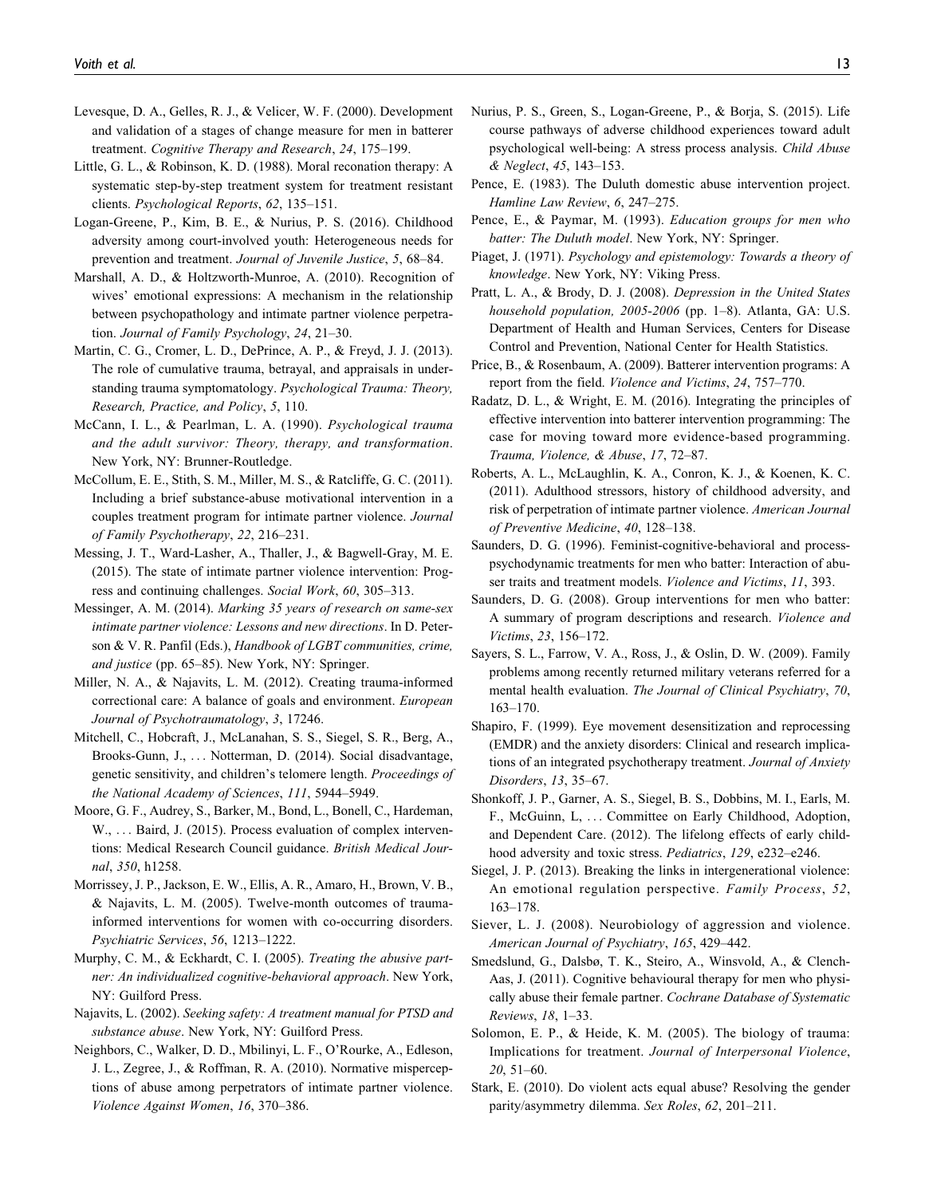Levesque, D. A., Gelles, R. J., & Velicer, W. F. (2000). Development and validation of a stages of change measure for men in batterer treatment. *Cognitive Therapy and Research*, *24*, 175–199.

Little, G. L., & Robinson, K. D. (1988). Moral reconation therapy: A systematic step-by-step treatment system for treatment resistant clients. *Psychological Reports*, *62*, 135–151.

Logan-Greene, P., Kim, B. E., & Nurius, P. S. (2016). Childhood adversity among court-involved youth: Heterogeneous needs for prevention and treatment. *Journal of Juvenile Justice*, *5*, 68–84.

Marshall, A. D., & Holtzworth-Munroe, A. (2010). Recognition of wives' emotional expressions: A mechanism in the relationship between psychopathology and intimate partner violence perpetration. *Journal of Family Psychology*, *24*, 21–30.

Martin, C. G., Cromer, L. D., DePrince, A. P., & Freyd, J. J. (2013). The role of cumulative trauma, betrayal, and appraisals in understanding trauma symptomatology. *Psychological Trauma: Theory, Research, Practice, and Policy*, *5*, 110.

McCann, I. L., & Pearlman, L. A. (1990). *Psychological trauma and the adult survivor: Theory, therapy, and transformation*. New York, NY: Brunner-Routledge.

McCollum, E. E., Stith, S. M., Miller, M. S., & Ratcliffe, G. C. (2011). Including a brief substance-abuse motivational intervention in a couples treatment program for intimate partner violence. *Journal of Family Psychotherapy*, *22*, 216–231.

Messing, J. T., Ward-Lasher, A., Thaller, J., & Bagwell-Gray, M. E. (2015). The state of intimate partner violence intervention: Progress and continuing challenges. *Social Work*, *60*, 305–313.

Messinger, A. M. (2014). *Marking 35 years of research on same-sex intimate partner violence: Lessons and new directions*. In D. Peterson & V. R. Panfil (Eds.), *Handbook of LGBT communities, crime, and justice* (pp. 65–85). New York, NY: Springer.

Miller, N. A., & Najavits, L. M. (2012). Creating trauma-informed correctional care: A balance of goals and environment. *European Journal of Psychotraumatology*, *3*, 17246.

Mitchell, C., Hobcraft, J., McLanahan, S. S., Siegel, S. R., Berg, A., Brooks-Gunn, J., ... Notterman, D. (2014). Social disadvantage, genetic sensitivity, and children's telomere length. *Proceedings of the National Academy of Sciences*, *111*, 5944–5949.

Moore, G. F., Audrey, S., Barker, M., Bond, L., Bonell, C., Hardeman, W., ... Baird, J. (2015). Process evaluation of complex interventions: Medical Research Council guidance. *British Medical Journal*, *350*, h1258.

Morrissey, J. P., Jackson, E. W., Ellis, A. R., Amaro, H., Brown, V. B., & Najavits, L. M. (2005). Twelve-month outcomes of trauma-informed interventions for women with co-occurring disorders. *Psychiatric Services*, *56*, 1213–1222.

Murphy, C. M., & Eckhardt, C. I. (2005). *Treating the abusive partner: An individualized cognitive-behavioral approach*. New York, NY: Guilford Press.

Najavits, L. (2002). *Seeking safety: A treatment manual for PTSD and substance abuse*. New York, NY: Guilford Press.

Neighbors, C., Walker, D. D., Mbilinyi, L. F., O'Rourke, A., Edleson, J. L., Zegree, J., & Roffman, R. A. (2010). Normative misperceptions of abuse among perpetrators of intimate partner violence. *Violence Against Women*, *16*, 370–386.

Nurius, P. S., Green, S., Logan-Greene, P., & Borja, S. (2015). Life course pathways of adverse childhood experiences toward adult psychological well-being: A stress process analysis. *Child Abuse & Neglect*, *45*, 143–153.

Pence, E. (1983). The Duluth domestic abuse intervention project. *Hamline Law Review*, *6*, 247–275.

Pence, E., & Paymar, M. (1993). *Education groups for men who batter: The Duluth model*. New York, NY: Springer.

Piaget, J. (1971). *Psychology and epistemology: Towards a theory of knowledge*. New York, NY: Viking Press.

Pratt, L. A., & Brody, D. J. (2008). *Depression in the United States household population, 2005-2006* (pp. 1–8). Atlanta, GA: U.S. Department of Health and Human Services, Centers for Disease Control and Prevention, National Center for Health Statistics.

Price, B., & Rosenbaum, A. (2009). Batterer intervention programs: A report from the field. *Violence and Victims*, *24*, 757–770.

Radatz, D. L., & Wright, E. M. (2016). Integrating the principles of effective intervention into batterer intervention programming: The case for moving toward more evidence-based programming. *Trauma, Violence, & Abuse*, *17*, 72–87.

Roberts, A. L., McLaughlin, K. A., Conron, K. J., & Koenen, K. C. (2011). Adulthood stressors, history of childhood adversity, and risk of perpetration of intimate partner violence. *American Journal of Preventive Medicine*, *40*, 128–138.

Saunders, D. G. (1996). Feminist-cognitive-behavioral and process-psychodynamic treatments for men who batter: Interaction of abuser traits and treatment models. *Violence and Victims*, *11*, 393.

Saunders, D. G. (2008). Group interventions for men who batter: A summary of program descriptions and research. *Violence and Victims*, *23*, 156–172.

Sayers, S. L., Farrow, V. A., Ross, J., & Oslin, D. W. (2009). Family problems among recently returned military veterans referred for a mental health evaluation. *The Journal of Clinical Psychiatry*, *70*, 163–170.

Shapiro, F. (1999). Eye movement desensitization and reprocessing (EMDR) and the anxiety disorders: Clinical and research implications of an integrated psychotherapy treatment. *Journal of Anxiety Disorders*, *13*, 35–67.

Shonkoff, J. P., Garner, A. S., Siegel, B. S., Dobbins, M. I., Earls, M. F., McGuinn, L, ... Committee on Early Childhood, Adoption, and Dependent Care. (2012). The lifelong effects of early childhood adversity and toxic stress. *Pediatrics*, *129*, e232–e246.

Siegel, J. P. (2013). Breaking the links in intergenerational violence: An emotional regulation perspective. *Family Process*, *52*, 163–178.

Siever, L. J. (2008). Neurobiology of aggression and violence. *American Journal of Psychiatry*, *165*, 429–442.

Smedslund, G., Dalsbø, T. K., Steiro, A., Winsvold, A., & Clench-Aas, J. (2011). Cognitive behavioural therapy for men who physically abuse their female partner. *Cochrane Database of Systematic Reviews*, *18*, 1–33.

Solomon, E. P., & Heide, K. M. (2005). The biology of trauma: Implications for treatment. *Journal of Interpersonal Violence*, *20*, 51–60.

Stark, E. (2010). Do violent acts equal abuse? Resolving the gender parity/asymmetry dilemma. *Sex Roles*, *62*, 201–211.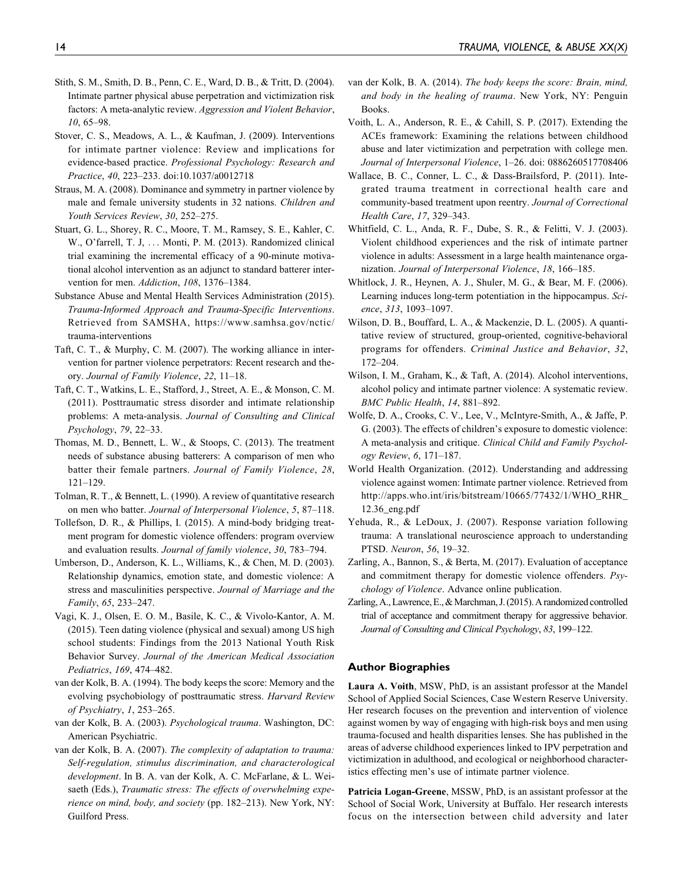Stith, S. M., Smith, D. B., Penn, C. E., Ward, D. B., & Tritt, D. (2004). Intimate partner physical abuse perpetration and victimization risk factors: A meta-analytic review. *Aggression and Violent Behavior*, *10*, 65–98.

Stover, C. S., Meadows, A. L., & Kaufman, J. (2009). Interventions for intimate partner violence: Review and implications for evidence-based practice. *Professional Psychology: Research and Practice*, *40*, 223–233. doi:10.1037/a0012718

Straus, M. A. (2008). Dominance and symmetry in partner violence by male and female university students in 32 nations. *Children and Youth Services Review*, *30*, 252–275.

Stuart, G. L., Shorey, R. C., Moore, T. M., Ramsey, S. E., Kahler, C. W., O'farrell, T. J, . . . Monti, P. M. (2013). Randomized clinical trial examining the incremental efficacy of a 90-minute motivational alcohol intervention as an adjunct to standard batterer intervention for men. *Addiction*, *108*, 1376–1384.

Substance Abuse and Mental Health Services Administration (2015). *Trauma-Informed Approach and Trauma-Specific Interventions*. Retrieved from SAMSHA, https://www.samhsa.gov/nctic/trauma-interventions

Taft, C. T., & Murphy, C. M. (2007). The working alliance in intervention for partner violence perpetrators: Recent research and theory. *Journal of Family Violence*, *22*, 11–18.

Taft, C. T., Watkins, L. E., Stafford, J., Street, A. E., & Monson, C. M. (2011). Posttraumatic stress disorder and intimate relationship problems: A meta-analysis. *Journal of Consulting and Clinical Psychology*, *79*, 22–33.

Thomas, M. D., Bennett, L. W., & Stoops, C. (2013). The treatment needs of substance abusing batterers: A comparison of men who batter their female partners. *Journal of Family Violence*, *28*, 121–129.

Tolman, R. T., & Bennett, L. (1990). A review of quantitative research on men who batter. *Journal of Interpersonal Violence*, *5*, 87–118.

Tollefson, D. R., & Phillips, I. (2015). A mind-body bridging treatment program for domestic violence offenders: program overview and evaluation results. *Journal of family violence*, *30*, 783–794.

Umberson, D., Anderson, K. L., Williams, K., & Chen, M. D. (2003). Relationship dynamics, emotion state, and domestic violence: A stress and masculinities perspective. *Journal of Marriage and the Family*, *65*, 233–247.

Vagi, K. J., Olsen, E. O. M., Basile, K. C., & Vivolo-Kantor, A. M. (2015). Teen dating violence (physical and sexual) among US high school students: Findings from the 2013 National Youth Risk Behavior Survey. *Journal of the American Medical Association Pediatrics*, *169*, 474–482.

van der Kolk, B. A. (1994). The body keeps the score: Memory and the evolving psychobiology of posttraumatic stress. *Harvard Review of Psychiatry*, *1*, 253–265.

van der Kolk, B. A. (2003). *Psychological trauma*. Washington, DC: American Psychiatric.

van der Kolk, B. A. (2007). *The complexity of adaptation to trauma: Self-regulation, stimulus discrimination, and characterological development*. In B. A. van der Kolk, A. C. McFarlane, & L. Weisaeth (Eds.), *Traumatic stress: The effects of overwhelming experience on mind, body, and society* (pp. 182–213). New York, NY: Guilford Press.

van der Kolk, B. A. (2014). *The body keeps the score: Brain, mind, and body in the healing of trauma*. New York, NY: Penguin Books.

Voith, L. A., Anderson, R. E., & Cahill, S. P. (2017). Extending the ACEs framework: Examining the relations between childhood abuse and later victimization and perpetration with college men. *Journal of Interpersonal Violence*, 1–26. doi: 0886260517708406

Wallace, B. C., Conner, L. C., & Dass-Brailsford, P. (2011). Integrated trauma treatment in correctional health care and community-based treatment upon reentry. *Journal of Correctional Health Care*, *17*, 329–343.

Whitfield, C. L., Anda, R. F., Dube, S. R., & Felitti, V. J. (2003). Violent childhood experiences and the risk of intimate partner violence in adults: Assessment in a large health maintenance organization. *Journal of Interpersonal Violence*, *18*, 166–185.

Whitlock, J. R., Heynen, A. J., Shuler, M. G., & Bear, M. F. (2006). Learning induces long-term potentiation in the hippocampus. *Science*, *313*, 1093–1097.

Wilson, D. B., Bouffard, L. A., & Mackenzie, D. L. (2005). A quantitative review of structured, group-oriented, cognitive-behavioral programs for offenders. *Criminal Justice and Behavior*, *32*, 172–204.

Wilson, I. M., Graham, K., & Taft, A. (2014). Alcohol interventions, alcohol policy and intimate partner violence: A systematic review. *BMC Public Health*, *14*, 881–892.

Wolfe, D. A., Crooks, C. V., Lee, V., McIntyre-Smith, A., & Jaffe, P. G. (2003). The effects of children's exposure to domestic violence: A meta-analysis and critique. *Clinical Child and Family Psychology Review*, *6*, 171–187.

World Health Organization. (2012). Understanding and addressing violence against women: Intimate partner violence. Retrieved from http://apps.who.int/iris/bitstream/10665/77432/1/WHO_RHR_12.36_eng.pdf

Yehuda, R., & LeDoux, J. (2007). Response variation following trauma: A translational neuroscience approach to understanding PTSD. *Neuron*, *56*, 19–32.

Zarling, A., Bannon, S., & Berta, M. (2017). Evaluation of acceptance and commitment therapy for domestic violence offenders. *Psychology of Violence*. Advance online publication.

Zarling, A., Lawrence, E., & Marchman, J. (2015). A randomized controlled trial of acceptance and commitment therapy for aggressive behavior. *Journal of Consulting and Clinical Psychology*, *83*, 199–122.

## Author Biographies

**Laura A. Voith**, MSW, PhD, is an assistant professor at the Mandel School of Applied Social Sciences, Case Western Reserve University. Her research focuses on the prevention and intervention of violence against women by way of engaging with high-risk boys and men using trauma-focused and health disparities lenses. She has published in the areas of adverse childhood experiences linked to IPV perpetration and victimization in adulthood, and ecological or neighborhood characteristics effecting men's use of intimate partner violence.

**Patricia Logan-Greene**, MSSW, PhD, is an assistant professor at the School of Social Work, University at Buffalo. Her research interests focus on the intersection between child adversity and later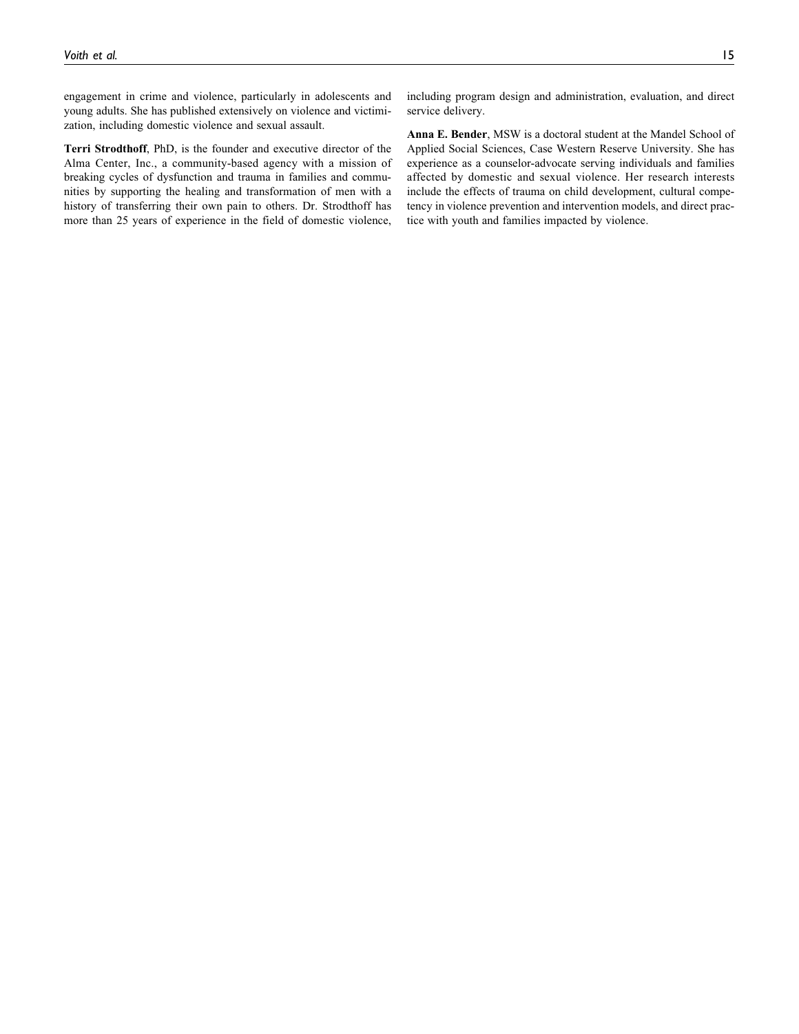engagement in crime and violence, particularly in adolescents and young adults. She has published extensively on violence and victimization, including domestic violence and sexual assault.

**Terri Strodthoff**, PhD, is the founder and executive director of the Alma Center, Inc., a community-based agency with a mission of breaking cycles of dysfunction and trauma in families and communities by supporting the healing and transformation of men with a history of transferring their own pain to others. Dr. Strodthoff has more than 25 years of experience in the field of domestic violence, including program design and administration, evaluation, and direct service delivery.

**Anna E. Bender**, MSW is a doctoral student at the Mandel School of Applied Social Sciences, Case Western Reserve University. She has experience as a counselor-advocate serving individuals and families affected by domestic and sexual violence. Her research interests include the effects of trauma on child development, cultural competency in violence prevention and intervention models, and direct practice with youth and families impacted by violence.